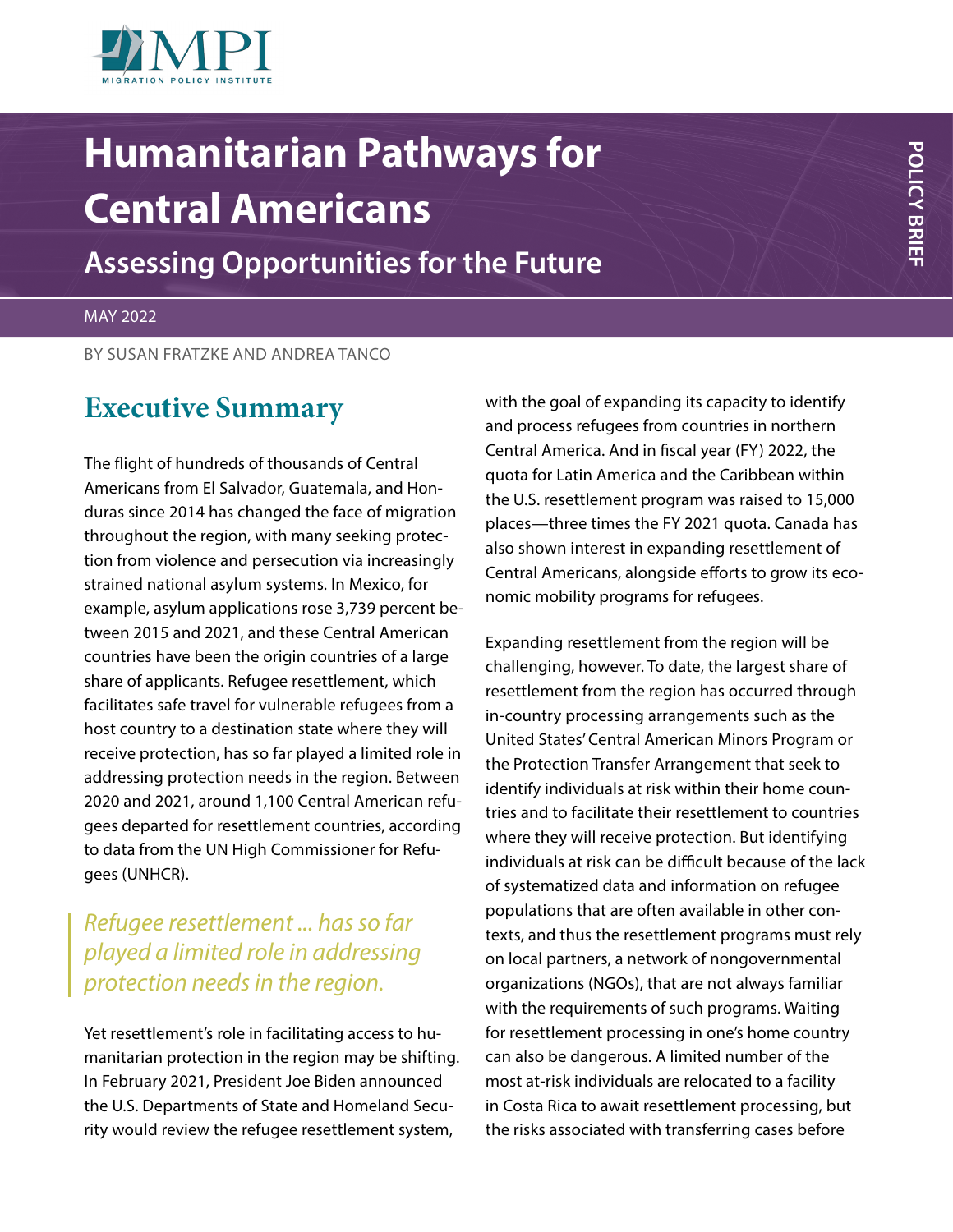# Humanitarian Pathways for Central Americans

## Assessing Opportunities for the Future

MAY 2022

BY SUSAN FRATZKE AND ANDREA TANCO

## Executive Summary

The flight of hundreds of thousands of Central Americans from El Salvador, Guatemala, and Honduras since 2014 has changed the face of migration throughout the region, with many seeking protection from violence and persecution via increasingly strained national asylum systems. In Mexico, for example, asylum applications rose 3,739 percent between 2015 and 2021, and these Central American countries have been the origin countries of a large share of applicants. Refugee resettlement, which facilitates safe travel for vulnerable refugees from a host country to a destination state where they will receive protection, has so far played a limited role in addressing protection needs in the region. Between 2020 and 2021, around 1,100 Central American refugees departed for resettlement countries, according to data from the UN High Commissioner for Refugees (UNHCR).

> *Refugee resettlement ... has so far played a limited role in addressing protection needs in the region.*

Yet resettlement's role in facilitating access to humanitarian protection in the region may be shifting. In February 2021, President Joe Biden announced the U.S. Departments of State and Homeland Security would review the refugee resettlement system, with the goal of expanding its capacity to identify and process refugees from countries in northern Central America. And in fiscal year (FY) 2022, the quota for Latin America and the Caribbean within the U.S. resettlement program was raised to 15,000 places—three times the FY 2021 quota. Canada has also shown interest in expanding resettlement of Central Americans, alongside efforts to grow its economic mobility programs for refugees.

Expanding resettlement from the region will be challenging, however. To date, the largest share of resettlement from the region has occurred through in-country processing arrangements such as the United States' Central American Minors Program or the Protection Transfer Arrangement that seek to identify individuals at risk within their home countries and to facilitate their resettlement to countries where they will receive protection. But identifying individuals at risk can be difficult because of the lack of systematized data and information on refugee populations that are often available in other contexts, and thus the resettlement programs must rely on local partners, a network of nongovernmental organizations (NGOs), that are not always familiar with the requirements of such programs. Waiting for resettlement processing in one's home country can also be dangerous. A limited number of the most at-risk individuals are relocated to a facility in Costa Rica to await resettlement processing, but the risks associated with transferring cases before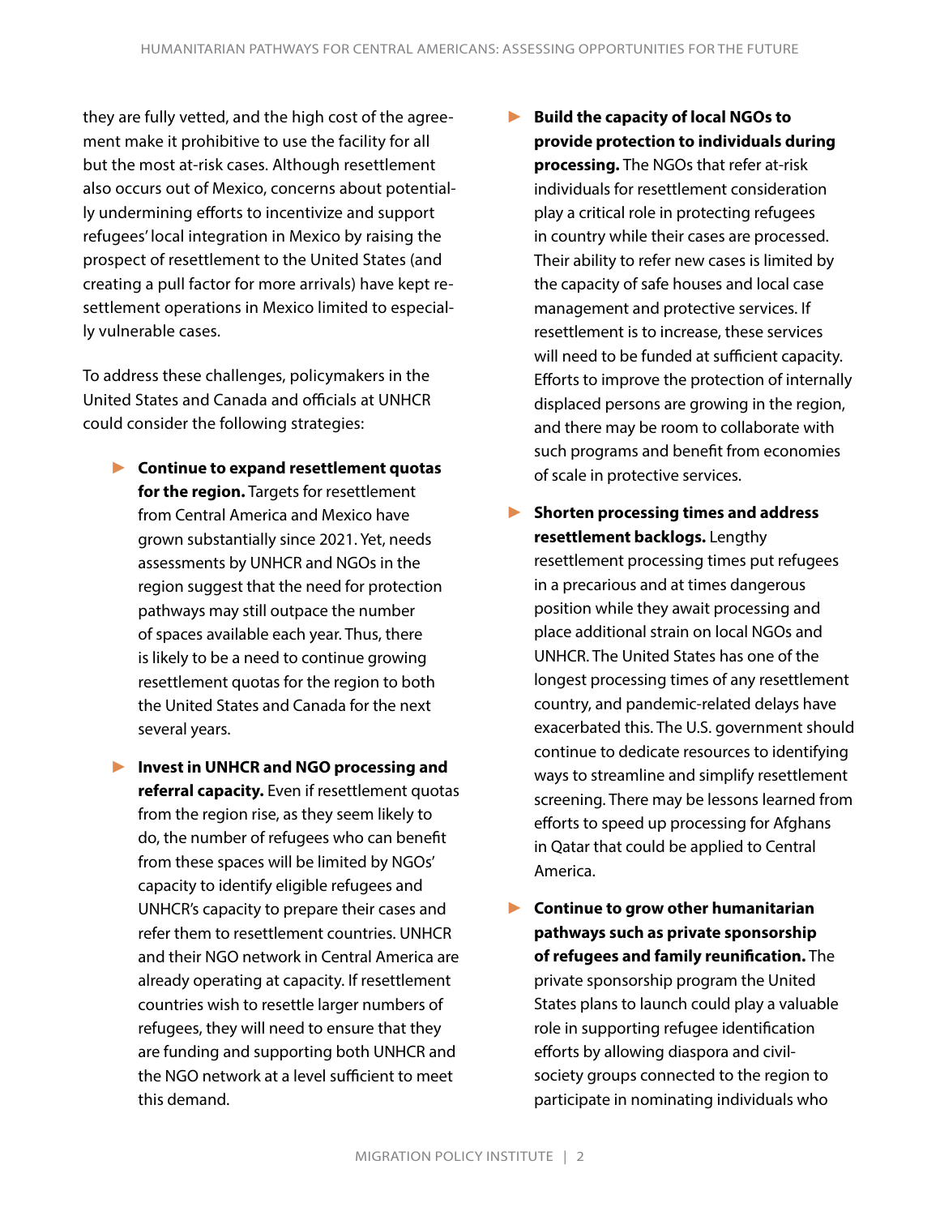they are fully vetted, and the high cost of the agreement make it prohibitive to use the facility for all but the most at-risk cases. Although resettlement also occurs out of Mexico, concerns about potentially undermining efforts to incentivize and support refugees' local integration in Mexico by raising the prospect of resettlement to the United States (and creating a pull factor for more arrivals) have kept resettlement operations in Mexico limited to especially vulnerable cases.

To address these challenges, policymakers in the United States and Canada and officials at UNHCR could consider the following strategies:

- **Continue to expand resettlement quotas for the region.** Targets for resettlement from Central America and Mexico have grown substantially since 2021. Yet, needs assessments by UNHCR and NGOs in the region suggest that the need for protection pathways may still outpace the number of spaces available each year. Thus, there is likely to be a need to continue growing resettlement quotas for the region to both the United States and Canada for the next several years.

- **Invest in UNHCR and NGO processing and referral capacity.** Even if resettlement quotas from the region rise, as they seem likely to do, the number of refugees who can benefit from these spaces will be limited by NGOs' capacity to identify eligible refugees and UNHCR's capacity to prepare their cases and refer them to resettlement countries. UNHCR and their NGO network in Central America are already operating at capacity. If resettlement countries wish to resettle larger numbers of refugees, they will need to ensure that they are funding and supporting both UNHCR and the NGO network at a level sufficient to meet this demand.

- **Build the capacity of local NGOs to provide protection to individuals during processing.** The NGOs that refer at-risk individuals for resettlement consideration play a critical role in protecting refugees in country while their cases are processed. Their ability to refer new cases is limited by the capacity of safe houses and local case management and protective services. If resettlement is to increase, these services will need to be funded at sufficient capacity. Efforts to improve the protection of internally displaced persons are growing in the region, and there may be room to collaborate with such programs and benefit from economies of scale in protective services.

- **Shorten processing times and address resettlement backlogs.** Lengthy resettlement processing times put refugees in a precarious and at times dangerous position while they await processing and place additional strain on local NGOs and UNHCR. The United States has one of the longest processing times of any resettlement country, and pandemic-related delays have exacerbated this. The U.S. government should continue to dedicate resources to identifying ways to streamline and simplify resettlement screening. There may be lessons learned from efforts to speed up processing for Afghans in Qatar that could be applied to Central America.

- **Continue to grow other humanitarian pathways such as private sponsorship of refugees and family reunification.** The private sponsorship program the United States plans to launch could play a valuable role in supporting refugee identification efforts by allowing diaspora and civil-society groups connected to the region to participate in nominating individuals who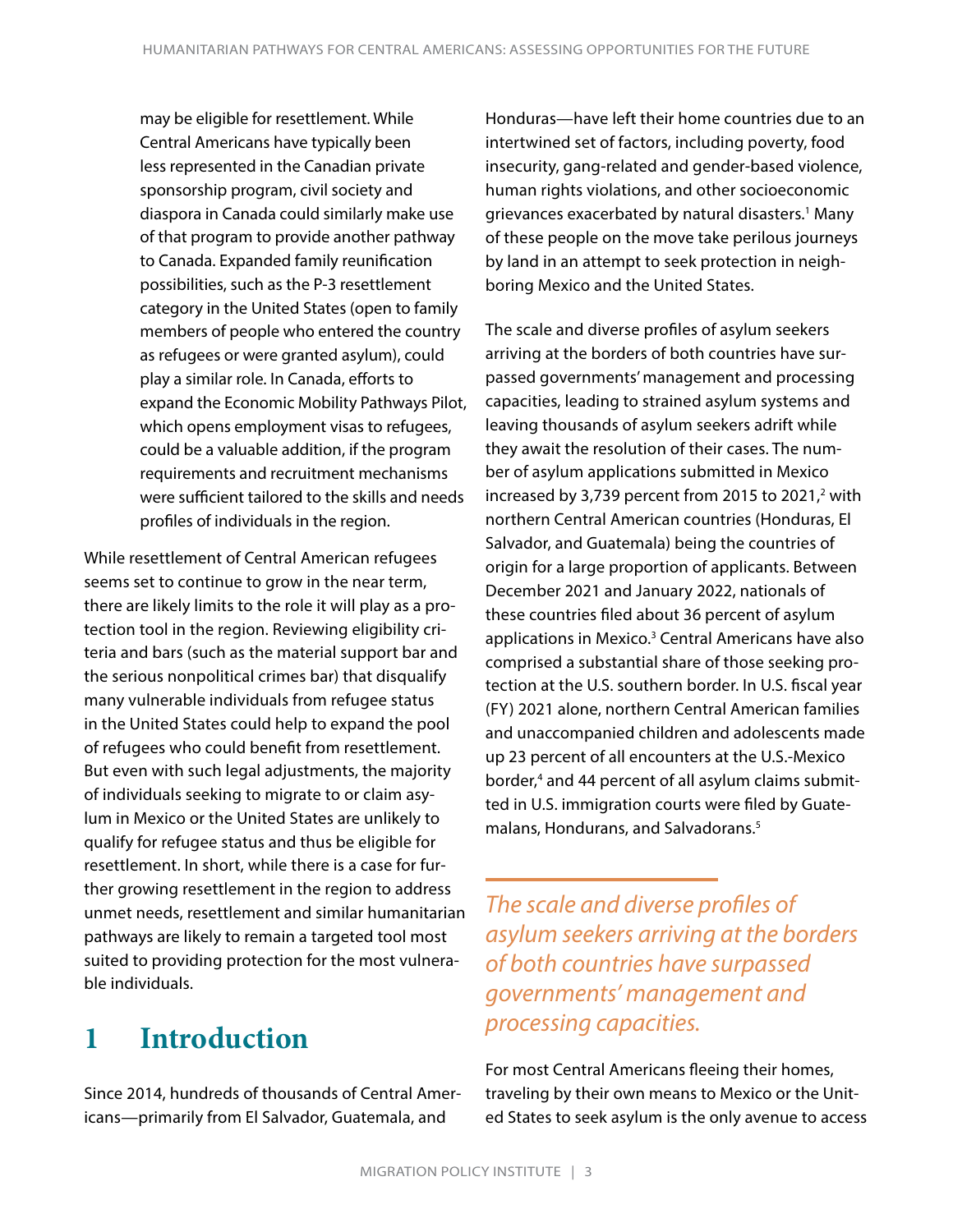may be eligible for resettlement. While Central Americans have typically been less represented in the Canadian private sponsorship program, civil society and diaspora in Canada could similarly make use of that program to provide another pathway to Canada. Expanded family reunification possibilities, such as the P-3 resettlement category in the United States (open to family members of people who entered the country as refugees or were granted asylum), could play a similar role. In Canada, efforts to expand the Economic Mobility Pathways Pilot, which opens employment visas to refugees, could be a valuable addition, if the program requirements and recruitment mechanisms were sufficient tailored to the skills and needs profiles of individuals in the region.

While resettlement of Central American refugees seems set to continue to grow in the near term, there are likely limits to the role it will play as a protection tool in the region. Reviewing eligibility criteria and bars (such as the material support bar and the serious nonpolitical crimes bar) that disqualify many vulnerable individuals from refugee status in the United States could help to expand the pool of refugees who could benefit from resettlement. But even with such legal adjustments, the majority of individuals seeking to migrate to or claim asylum in Mexico or the United States are unlikely to qualify for refugee status and thus be eligible for resettlement. In short, while there is a case for further growing resettlement in the region to address unmet needs, resettlement and similar humanitarian pathways are likely to remain a targeted tool most suited to providing protection for the most vulnerable individuals.

# 1 Introduction

Since 2014, hundreds of thousands of Central Americans—primarily from El Salvador, Guatemala, and Honduras—have left their home countries due to an intertwined set of factors, including poverty, food insecurity, gang-related and gender-based violence, human rights violations, and other socioeconomic grievances exacerbated by natural disasters.[1] Many of these people on the move take perilous journeys by land in an attempt to seek protection in neighboring Mexico and the United States.

The scale and diverse profiles of asylum seekers arriving at the borders of both countries have surpassed governments' management and processing capacities, leading to strained asylum systems and leaving thousands of asylum seekers adrift while they await the resolution of their cases. The number of asylum applications submitted in Mexico increased by 3,739 percent from 2015 to 2021,[2] with northern Central American countries (Honduras, El Salvador, and Guatemala) being the countries of origin for a large proportion of applicants. Between December 2021 and January 2022, nationals of these countries filed about 36 percent of asylum applications in Mexico.[3] Central Americans have also comprised a substantial share of those seeking protection at the U.S. southern border. In U.S. fiscal year (FY) 2021 alone, northern Central American families and unaccompanied children and adolescents made up 23 percent of all encounters at the U.S.-Mexico border,[4] and 44 percent of all asylum claims submitted in U.S. immigration courts were filed by Guatemalans, Hondurans, and Salvadorans.[5]

*The scale and diverse profiles of asylum seekers arriving at the borders of both countries have surpassed governments' management and processing capacities.*

For most Central Americans fleeing their homes, traveling by their own means to Mexico or the United States to seek asylum is the only avenue to access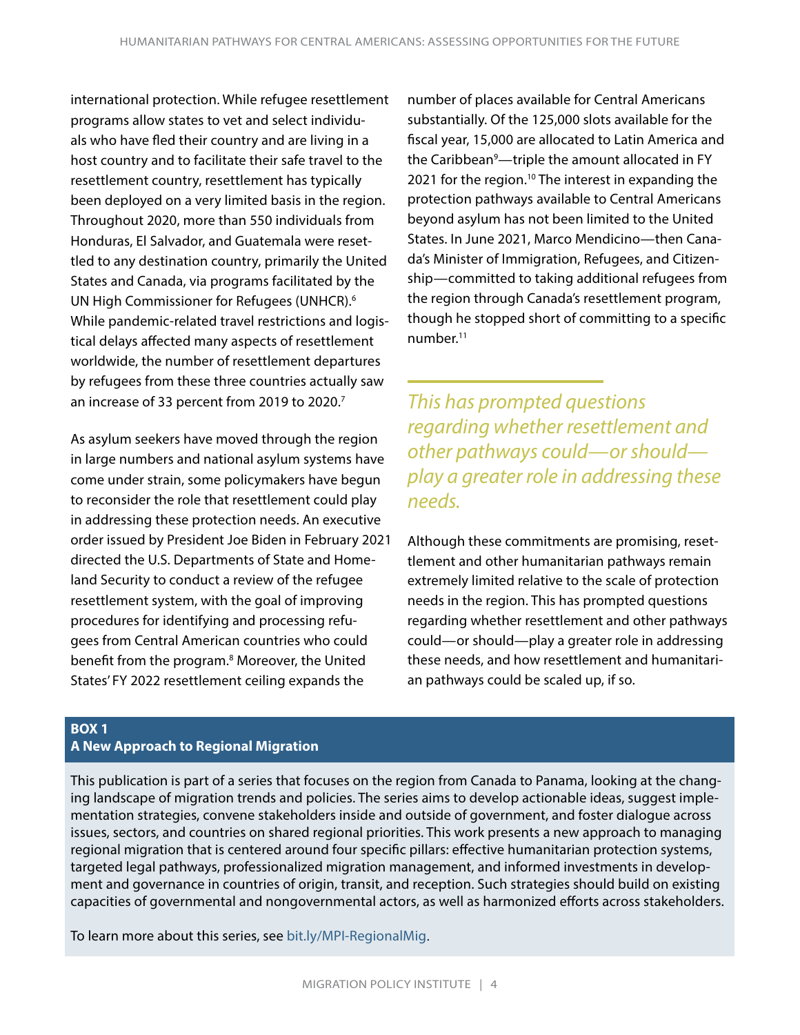international protection. While refugee resettlement programs allow states to vet and select individuals who have fled their country and are living in a host country and to facilitate their safe travel to the resettlement country, resettlement has typically been deployed on a very limited basis in the region. Throughout 2020, more than 550 individuals from Honduras, El Salvador, and Guatemala were resettled to any destination country, primarily the United States and Canada, via programs facilitated by the UN High Commissioner for Refugees (UNHCR).[6] While pandemic-related travel restrictions and logistical delays affected many aspects of resettlement worldwide, the number of resettlement departures by refugees from these three countries actually saw an increase of 33 percent from 2019 to 2020.[7]

As asylum seekers have moved through the region in large numbers and national asylum systems have come under strain, some policymakers have begun to reconsider the role that resettlement could play in addressing these protection needs. An executive order issued by President Joe Biden in February 2021 directed the U.S. Departments of State and Homeland Security to conduct a review of the refugee resettlement system, with the goal of improving procedures for identifying and processing refugees from Central American countries who could benefit from the program.[8] Moreover, the United States' FY 2022 resettlement ceiling expands the number of places available for Central Americans substantially. Of the 125,000 slots available for the fiscal year, 15,000 are allocated to Latin America and the Caribbean[9]—triple the amount allocated in FY 2021 for the region.[10] The interest in expanding the protection pathways available to Central Americans beyond asylum has not been limited to the United States. In June 2021, Marco Mendicino—then Canada's Minister of Immigration, Refugees, and Citizenship—committed to taking additional refugees from the region through Canada's resettlement program, though he stopped short of committing to a specific number.[11]

*This has prompted questions regarding whether resettlement and other pathways could—or should—play a greater role in addressing these needs.*

Although these commitments are promising, resettlement and other humanitarian pathways remain extremely limited relative to the scale of protection needs in the region. This has prompted questions regarding whether resettlement and other pathways could—or should—play a greater role in addressing these needs, and how resettlement and humanitarian pathways could be scaled up, if so.

**BOX 1**
**A New Approach to Regional Migration**

This publication is part of a series that focuses on the region from Canada to Panama, looking at the changing landscape of migration trends and policies. The series aims to develop actionable ideas, suggest implementation strategies, convene stakeholders inside and outside of government, and foster dialogue across issues, sectors, and countries on shared regional priorities. This work presents a new approach to managing regional migration that is centered around four specific pillars: effective humanitarian protection systems, targeted legal pathways, professionalized migration management, and informed investments in development and governance in countries of origin, transit, and reception. Such strategies should build on existing capacities of governmental and nongovernmental actors, as well as harmonized efforts across stakeholders.

To learn more about this series, see bit.ly/MPI-RegionalMig.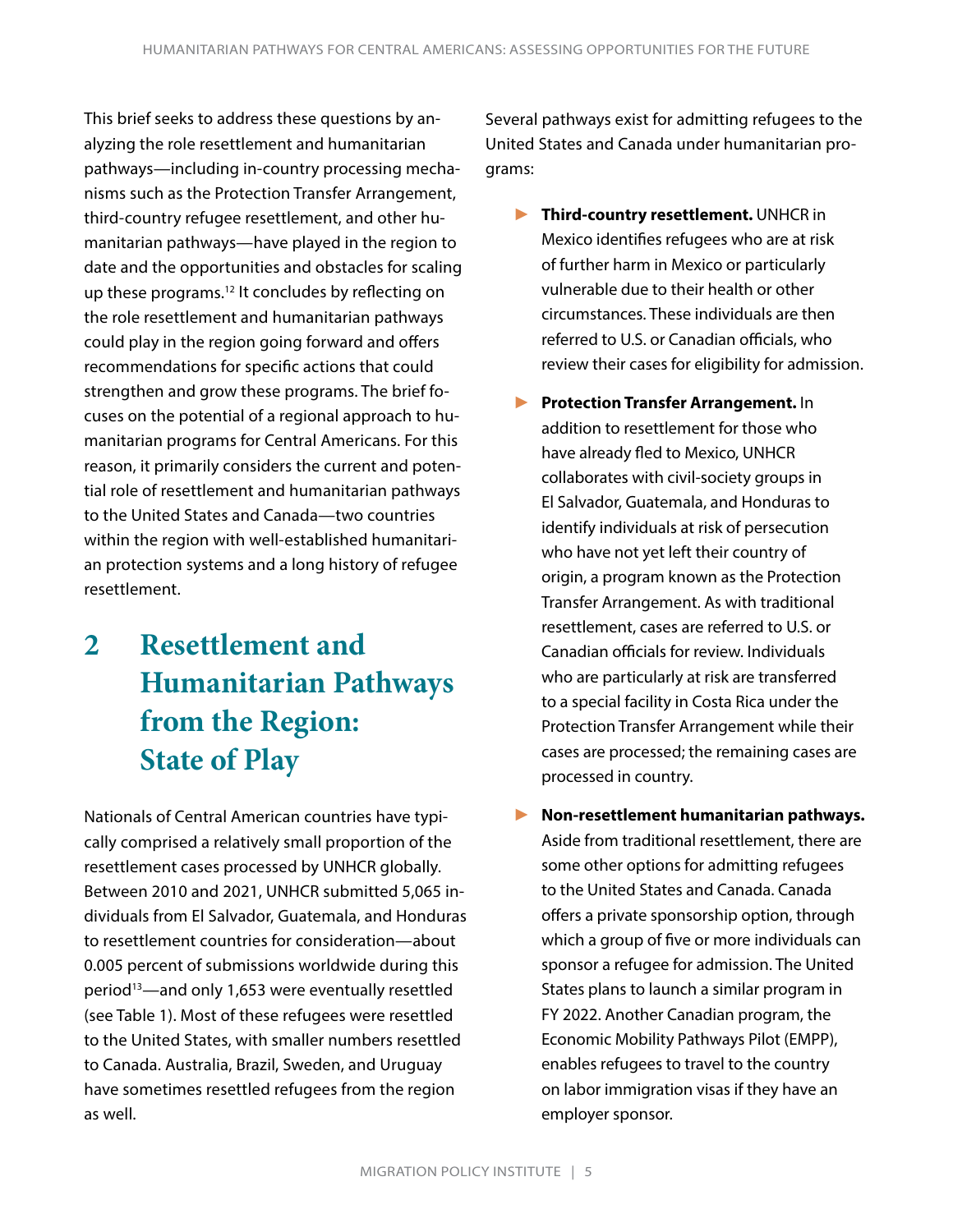This brief seeks to address these questions by analyzing the role resettlement and humanitarian pathways—including in-country processing mechanisms such as the Protection Transfer Arrangement, third-country refugee resettlement, and other humanitarian pathways—have played in the region to date and the opportunities and obstacles for scaling up these programs.[12] It concludes by reflecting on the role resettlement and humanitarian pathways could play in the region going forward and offers recommendations for specific actions that could strengthen and grow these programs. The brief focuses on the potential of a regional approach to humanitarian programs for Central Americans. For this reason, it primarily considers the current and potential role of resettlement and humanitarian pathways to the United States and Canada—two countries within the region with well-established humanitarian protection systems and a long history of refugee resettlement.

## 2 Resettlement and Humanitarian Pathways from the Region: State of Play

Nationals of Central American countries have typically comprised a relatively small proportion of the resettlement cases processed by UNHCR globally. Between 2010 and 2021, UNHCR submitted 5,065 individuals from El Salvador, Guatemala, and Honduras to resettlement countries for consideration—about 0.005 percent of submissions worldwide during this period[13]—and only 1,653 were eventually resettled (see Table 1). Most of these refugees were resettled to the United States, with smaller numbers resettled to Canada. Australia, Brazil, Sweden, and Uruguay have sometimes resettled refugees from the region as well.

Several pathways exist for admitting refugees to the United States and Canada under humanitarian programs:

- **Third-country resettlement.** UNHCR in Mexico identifies refugees who are at risk of further harm in Mexico or particularly vulnerable due to their health or other circumstances. These individuals are then referred to U.S. or Canadian officials, who review their cases for eligibility for admission.
- **Protection Transfer Arrangement.** In addition to resettlement for those who have already fled to Mexico, UNHCR collaborates with civil-society groups in El Salvador, Guatemala, and Honduras to identify individuals at risk of persecution who have not yet left their country of origin, a program known as the Protection Transfer Arrangement. As with traditional resettlement, cases are referred to U.S. or Canadian officials for review. Individuals who are particularly at risk are transferred to a special facility in Costa Rica under the Protection Transfer Arrangement while their cases are processed; the remaining cases are processed in country.
- **Non-resettlement humanitarian pathways.** Aside from traditional resettlement, there are some other options for admitting refugees to the United States and Canada. Canada offers a private sponsorship option, through which a group of five or more individuals can sponsor a refugee for admission. The United States plans to launch a similar program in FY 2022. Another Canadian program, the Economic Mobility Pathways Pilot (EMPP), enables refugees to travel to the country on labor immigration visas if they have an employer sponsor.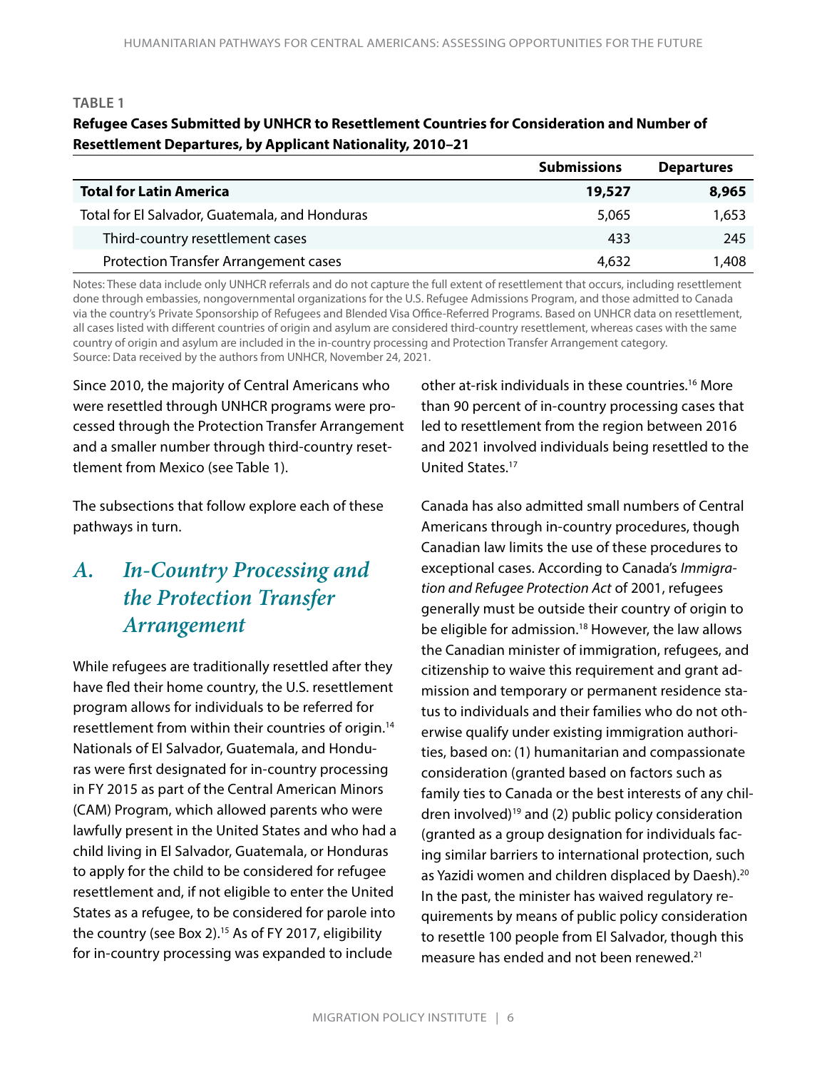**TABLE 1**

**Refugee Cases Submitted by UNHCR to Resettlement Countries for Consideration and Number of Resettlement Departures, by Applicant Nationality, 2010–21**

| | Submissions | Departures |
|---|---|---|
| **Total for Latin America** | **19,527** | **8,965** |
| Total for El Salvador, Guatemala, and Honduras | 5,065 | 1,653 |
| Third-country resettlement cases | 433 | 245 |
| Protection Transfer Arrangement cases | 4,632 | 1,408 |

Notes: These data include only UNHCR referrals and do not capture the full extent of resettlement that occurs, including resettlement done through embassies, nongovernmental organizations for the U.S. Refugee Admissions Program, and those admitted to Canada via the country's Private Sponsorship of Refugees and Blended Visa Office-Referred Programs. Based on UNHCR data on resettlement, all cases listed with different countries of origin and asylum are considered third-country resettlement, whereas cases with the same country of origin and asylum are included in the in-country processing and Protection Transfer Arrangement category.
Source: Data received by the authors from UNHCR, November 24, 2021.

Since 2010, the majority of Central Americans who were resettled through UNHCR programs were processed through the Protection Transfer Arrangement and a smaller number through third-country resettlement from Mexico (see Table 1).

The subsections that follow explore each of these pathways in turn.

## A. *In-Country Processing and the Protection Transfer Arrangement*

While refugees are traditionally resettled after they have fled their home country, the U.S. resettlement program allows for individuals to be referred for resettlement from within their countries of origin.[14] Nationals of El Salvador, Guatemala, and Honduras were first designated for in-country processing in FY 2015 as part of the Central American Minors (CAM) Program, which allowed parents who were lawfully present in the United States and who had a child living in El Salvador, Guatemala, or Honduras to apply for the child to be considered for refugee resettlement and, if not eligible to enter the United States as a refugee, to be considered for parole into the country (see Box 2).[15] As of FY 2017, eligibility for in-country processing was expanded to include other at-risk individuals in these countries.[16] More than 90 percent of in-country processing cases that led to resettlement from the region between 2016 and 2021 involved individuals being resettled to the United States.[17]

Canada has also admitted small numbers of Central Americans through in-country procedures, though Canadian law limits the use of these procedures to exceptional cases. According to Canada's *Immigration and Refugee Protection Act* of 2001, refugees generally must be outside their country of origin to be eligible for admission.[18] However, the law allows the Canadian minister of immigration, refugees, and citizenship to waive this requirement and grant admission and temporary or permanent residence status to individuals and their families who do not otherwise qualify under existing immigration authorities, based on: (1) humanitarian and compassionate consideration (granted based on factors such as family ties to Canada or the best interests of any children involved)[19] and (2) public policy consideration (granted as a group designation for individuals facing similar barriers to international protection, such as Yazidi women and children displaced by Daesh).[20] In the past, the minister has waived regulatory requirements by means of public policy consideration to resettle 100 people from El Salvador, though this measure has ended and not been renewed.[21]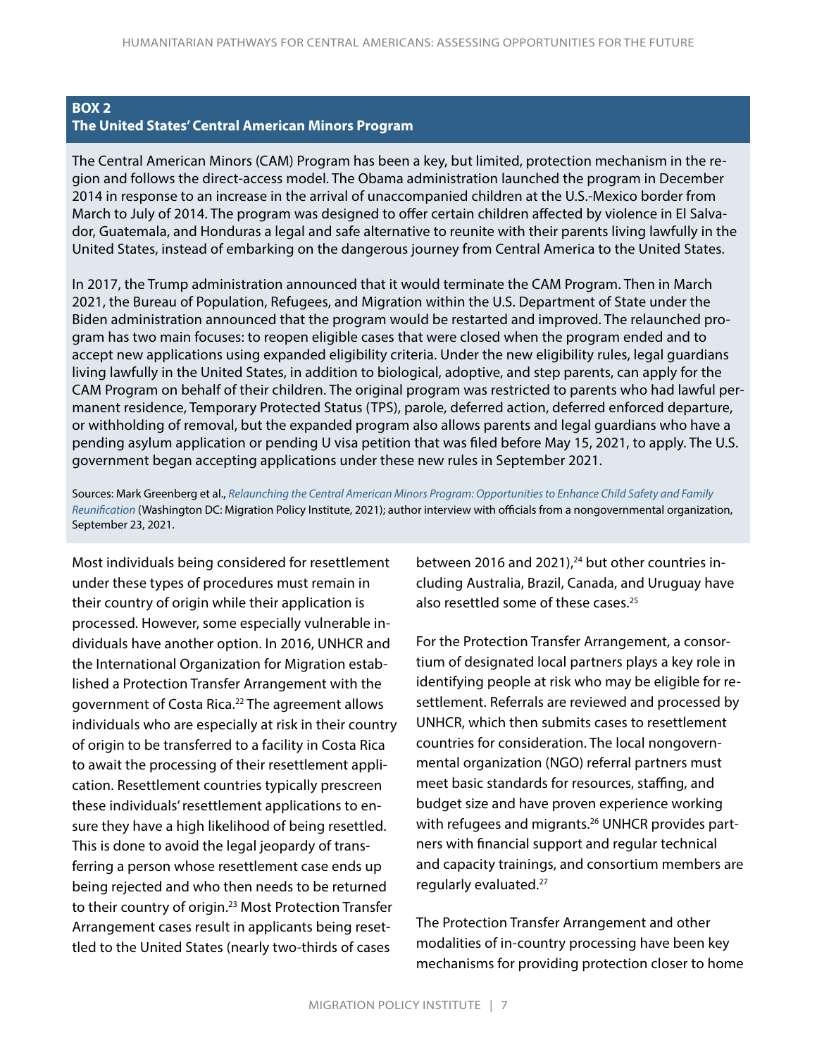**BOX 2**
**The United States' Central American Minors Program**

The Central American Minors (CAM) Program has been a key, but limited, protection mechanism in the region and follows the direct-access model. The Obama administration launched the program in December 2014 in response to an increase in the arrival of unaccompanied children at the U.S.-Mexico border from March to July of 2014. The program was designed to offer certain children affected by violence in El Salvador, Guatemala, and Honduras a legal and safe alternative to reunite with their parents living lawfully in the United States, instead of embarking on the dangerous journey from Central America to the United States.

In 2017, the Trump administration announced that it would terminate the CAM Program. Then in March 2021, the Bureau of Population, Refugees, and Migration within the U.S. Department of State under the Biden administration announced that the program would be restarted and improved. The relaunched program has two main focuses: to reopen eligible cases that were closed when the program ended and to accept new applications using expanded eligibility criteria. Under the new eligibility rules, legal guardians living lawfully in the United States, in addition to biological, adoptive, and step parents, can apply for the CAM Program on behalf of their children. The original program was restricted to parents who had lawful permanent residence, Temporary Protected Status (TPS), parole, deferred action, deferred enforced departure, or withholding of removal, but the expanded program also allows parents and legal guardians who have a pending asylum application or pending U visa petition that was filed before May 15, 2021, to apply. The U.S. government began accepting applications under these new rules in September 2021.

Sources: Mark Greenberg et al., *Relaunching the Central American Minors Program: Opportunities to Enhance Child Safety and Family Reunification* (Washington DC: Migration Policy Institute, 2021); author interview with officials from a nongovernmental organization, September 23, 2021.

Most individuals being considered for resettlement under these types of procedures must remain in their country of origin while their application is processed. However, some especially vulnerable individuals have another option. In 2016, UNHCR and the International Organization for Migration established a Protection Transfer Arrangement with the government of Costa Rica.[22] The agreement allows individuals who are especially at risk in their country of origin to be transferred to a facility in Costa Rica to await the processing of their resettlement application. Resettlement countries typically prescreen these individuals' resettlement applications to ensure they have a high likelihood of being resettled. This is done to avoid the legal jeopardy of transferring a person whose resettlement case ends up being rejected and who then needs to be returned to their country of origin.[23] Most Protection Transfer Arrangement cases result in applicants being resettled to the United States (nearly two-thirds of cases between 2016 and 2021),[24] but other countries including Australia, Brazil, Canada, and Uruguay have also resettled some of these cases.[25]

For the Protection Transfer Arrangement, a consortium of designated local partners plays a key role in identifying people at risk who may be eligible for resettlement. Referrals are reviewed and processed by UNHCR, which then submits cases to resettlement countries for consideration. The local nongovernmental organization (NGO) referral partners must meet basic standards for resources, staffing, and budget size and have proven experience working with refugees and migrants.[26] UNHCR provides partners with financial support and regular technical and capacity trainings, and consortium members are regularly evaluated.[27]

The Protection Transfer Arrangement and other modalities of in-country processing have been key mechanisms for providing protection closer to home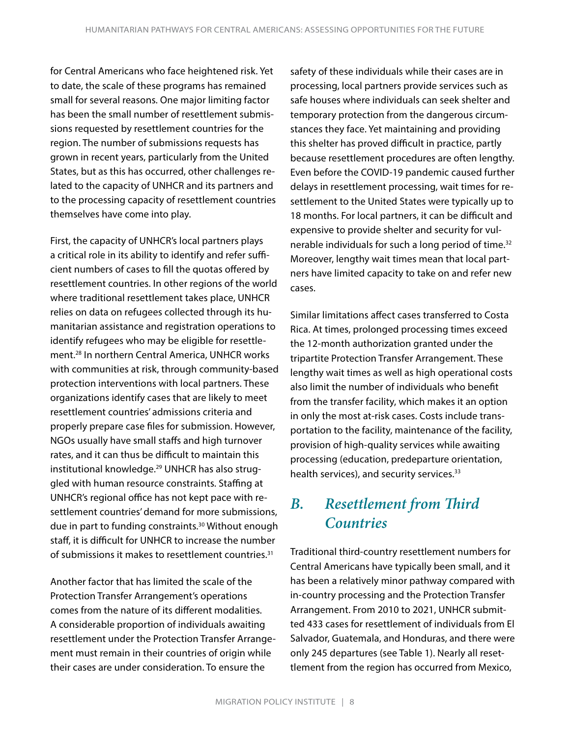for Central Americans who face heightened risk. Yet to date, the scale of these programs has remained small for several reasons. One major limiting factor has been the small number of resettlement submissions requested by resettlement countries for the region. The number of submissions requests has grown in recent years, particularly from the United States, but as this has occurred, other challenges related to the capacity of UNHCR and its partners and to the processing capacity of resettlement countries themselves have come into play.

First, the capacity of UNHCR's local partners plays a critical role in its ability to identify and refer sufficient numbers of cases to fill the quotas offered by resettlement countries. In other regions of the world where traditional resettlement takes place, UNHCR relies on data on refugees collected through its humanitarian assistance and registration operations to identify refugees who may be eligible for resettlement.[28] In northern Central America, UNHCR works with communities at risk, through community-based protection interventions with local partners. These organizations identify cases that are likely to meet resettlement countries' admissions criteria and properly prepare case files for submission. However, NGOs usually have small staffs and high turnover rates, and it can thus be difficult to maintain this institutional knowledge.[29] UNHCR has also struggled with human resource constraints. Staffing at UNHCR's regional office has not kept pace with resettlement countries' demand for more submissions, due in part to funding constraints.[30] Without enough staff, it is difficult for UNHCR to increase the number of submissions it makes to resettlement countries.[31]

Another factor that has limited the scale of the Protection Transfer Arrangement's operations comes from the nature of its different modalities. A considerable proportion of individuals awaiting resettlement under the Protection Transfer Arrangement must remain in their countries of origin while their cases are under consideration. To ensure the safety of these individuals while their cases are in processing, local partners provide services such as safe houses where individuals can seek shelter and temporary protection from the dangerous circumstances they face. Yet maintaining and providing this shelter has proved difficult in practice, partly because resettlement procedures are often lengthy. Even before the COVID-19 pandemic caused further delays in resettlement processing, wait times for resettlement to the United States were typically up to 18 months. For local partners, it can be difficult and expensive to provide shelter and security for vulnerable individuals for such a long period of time.[32] Moreover, lengthy wait times mean that local partners have limited capacity to take on and refer new cases.

Similar limitations affect cases transferred to Costa Rica. At times, prolonged processing times exceed the 12-month authorization granted under the tripartite Protection Transfer Arrangement. These lengthy wait times as well as high operational costs also limit the number of individuals who benefit from the transfer facility, which makes it an option in only the most at-risk cases. Costs include transportation to the facility, maintenance of the facility, provision of high-quality services while awaiting processing (education, predeparture orientation, health services), and security services.[33]

## *B. Resettlement from Third Countries*

Traditional third-country resettlement numbers for Central Americans have typically been small, and it has been a relatively minor pathway compared with in-country processing and the Protection Transfer Arrangement. From 2010 to 2021, UNHCR submitted 433 cases for resettlement of individuals from El Salvador, Guatemala, and Honduras, and there were only 245 departures (see Table 1). Nearly all resettlement from the region has occurred from Mexico,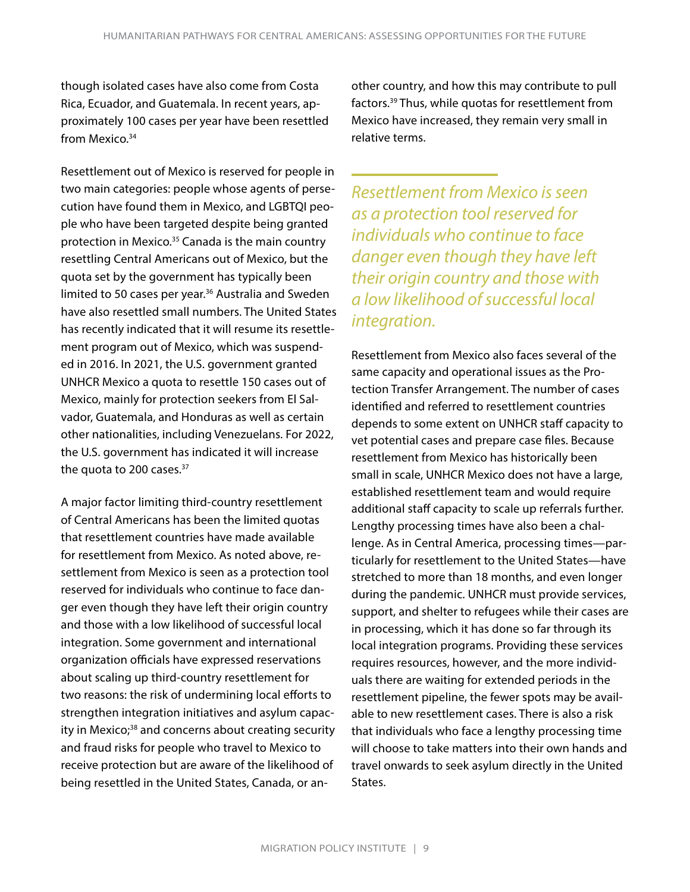though isolated cases have also come from Costa Rica, Ecuador, and Guatemala. In recent years, approximately 100 cases per year have been resettled from Mexico.[34]

Resettlement out of Mexico is reserved for people in two main categories: people whose agents of persecution have found them in Mexico, and LGBTQI people who have been targeted despite being granted protection in Mexico.[35] Canada is the main country resettling Central Americans out of Mexico, but the quota set by the government has typically been limited to 50 cases per year.[36] Australia and Sweden have also resettled small numbers. The United States has recently indicated that it will resume its resettlement program out of Mexico, which was suspended in 2016. In 2021, the U.S. government granted UNHCR Mexico a quota to resettle 150 cases out of Mexico, mainly for protection seekers from El Salvador, Guatemala, and Honduras as well as certain other nationalities, including Venezuelans. For 2022, the U.S. government has indicated it will increase the quota to 200 cases.[37]

A major factor limiting third-country resettlement of Central Americans has been the limited quotas that resettlement countries have made available for resettlement from Mexico. As noted above, resettlement from Mexico is seen as a protection tool reserved for individuals who continue to face danger even though they have left their origin country and those with a low likelihood of successful local integration. Some government and international organization officials have expressed reservations about scaling up third-country resettlement for two reasons: the risk of undermining local efforts to strengthen integration initiatives and asylum capacity in Mexico;[38] and concerns about creating security and fraud risks for people who travel to Mexico to receive protection but are aware of the likelihood of being resettled in the United States, Canada, or another country, and how this may contribute to pull factors.[39] Thus, while quotas for resettlement from Mexico have increased, they remain very small in relative terms.

> *Resettlement from Mexico is seen as a protection tool reserved for individuals who continue to face danger even though they have left their origin country and those with a low likelihood of successful local integration.*

Resettlement from Mexico also faces several of the same capacity and operational issues as the Protection Transfer Arrangement. The number of cases identified and referred to resettlement countries depends to some extent on UNHCR staff capacity to vet potential cases and prepare case files. Because resettlement from Mexico has historically been small in scale, UNHCR Mexico does not have a large, established resettlement team and would require additional staff capacity to scale up referrals further. Lengthy processing times have also been a challenge. As in Central America, processing times—particularly for resettlement to the United States—have stretched to more than 18 months, and even longer during the pandemic. UNHCR must provide services, support, and shelter to refugees while their cases are in processing, which it has done so far through its local integration programs. Providing these services requires resources, however, and the more individuals there are waiting for extended periods in the resettlement pipeline, the fewer spots may be available to new resettlement cases. There is also a risk that individuals who face a lengthy processing time will choose to take matters into their own hands and travel onwards to seek asylum directly in the United States.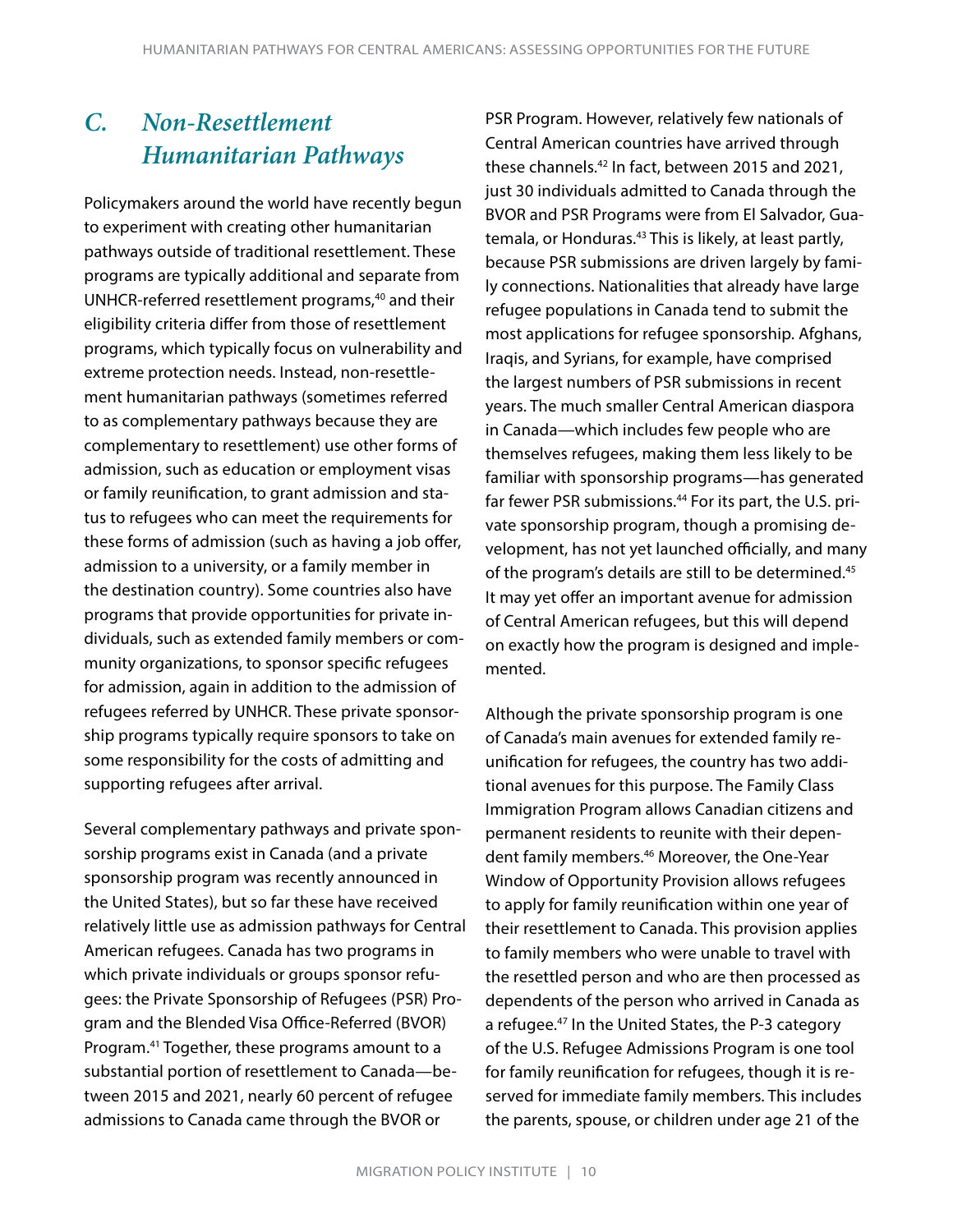## C. Non-Resettlement Humanitarian Pathways

Policymakers around the world have recently begun to experiment with creating other humanitarian pathways outside of traditional resettlement. These programs are typically additional and separate from UNHCR-referred resettlement programs,[40] and their eligibility criteria differ from those of resettlement programs, which typically focus on vulnerability and extreme protection needs. Instead, non-resettlement humanitarian pathways (sometimes referred to as complementary pathways because they are complementary to resettlement) use other forms of admission, such as education or employment visas or family reunification, to grant admission and status to refugees who can meet the requirements for these forms of admission (such as having a job offer, admission to a university, or a family member in the destination country). Some countries also have programs that provide opportunities for private individuals, such as extended family members or community organizations, to sponsor specific refugees for admission, again in addition to the admission of refugees referred by UNHCR. These private sponsorship programs typically require sponsors to take on some responsibility for the costs of admitting and supporting refugees after arrival.

Several complementary pathways and private sponsorship programs exist in Canada (and a private sponsorship program was recently announced in the United States), but so far these have received relatively little use as admission pathways for Central American refugees. Canada has two programs in which private individuals or groups sponsor refugees: the Private Sponsorship of Refugees (PSR) Program and the Blended Visa Office-Referred (BVOR) Program.[41] Together, these programs amount to a substantial portion of resettlement to Canada—between 2015 and 2021, nearly 60 percent of refugee admissions to Canada came through the BVOR or PSR Program. However, relatively few nationals of Central American countries have arrived through these channels.[42] In fact, between 2015 and 2021, just 30 individuals admitted to Canada through the BVOR and PSR Programs were from El Salvador, Guatemala, or Honduras.[43] This is likely, at least partly, because PSR submissions are driven largely by family connections. Nationalities that already have large refugee populations in Canada tend to submit the most applications for refugee sponsorship. Afghans, Iraqis, and Syrians, for example, have comprised the largest numbers of PSR submissions in recent years. The much smaller Central American diaspora in Canada—which includes few people who are themselves refugees, making them less likely to be familiar with sponsorship programs—has generated far fewer PSR submissions.[44] For its part, the U.S. private sponsorship program, though a promising development, has not yet launched officially, and many of the program's details are still to be determined.[45] It may yet offer an important avenue for admission of Central American refugees, but this will depend on exactly how the program is designed and implemented.

Although the private sponsorship program is one of Canada's main avenues for extended family reunification for refugees, the country has two additional avenues for this purpose. The Family Class Immigration Program allows Canadian citizens and permanent residents to reunite with their dependent family members.[46] Moreover, the One-Year Window of Opportunity Provision allows refugees to apply for family reunification within one year of their resettlement to Canada. This provision applies to family members who were unable to travel with the resettled person and who are then processed as dependents of the person who arrived in Canada as a refugee.[47] In the United States, the P-3 category of the U.S. Refugee Admissions Program is one tool for family reunification for refugees, though it is reserved for immediate family members. This includes the parents, spouse, or children under age 21 of the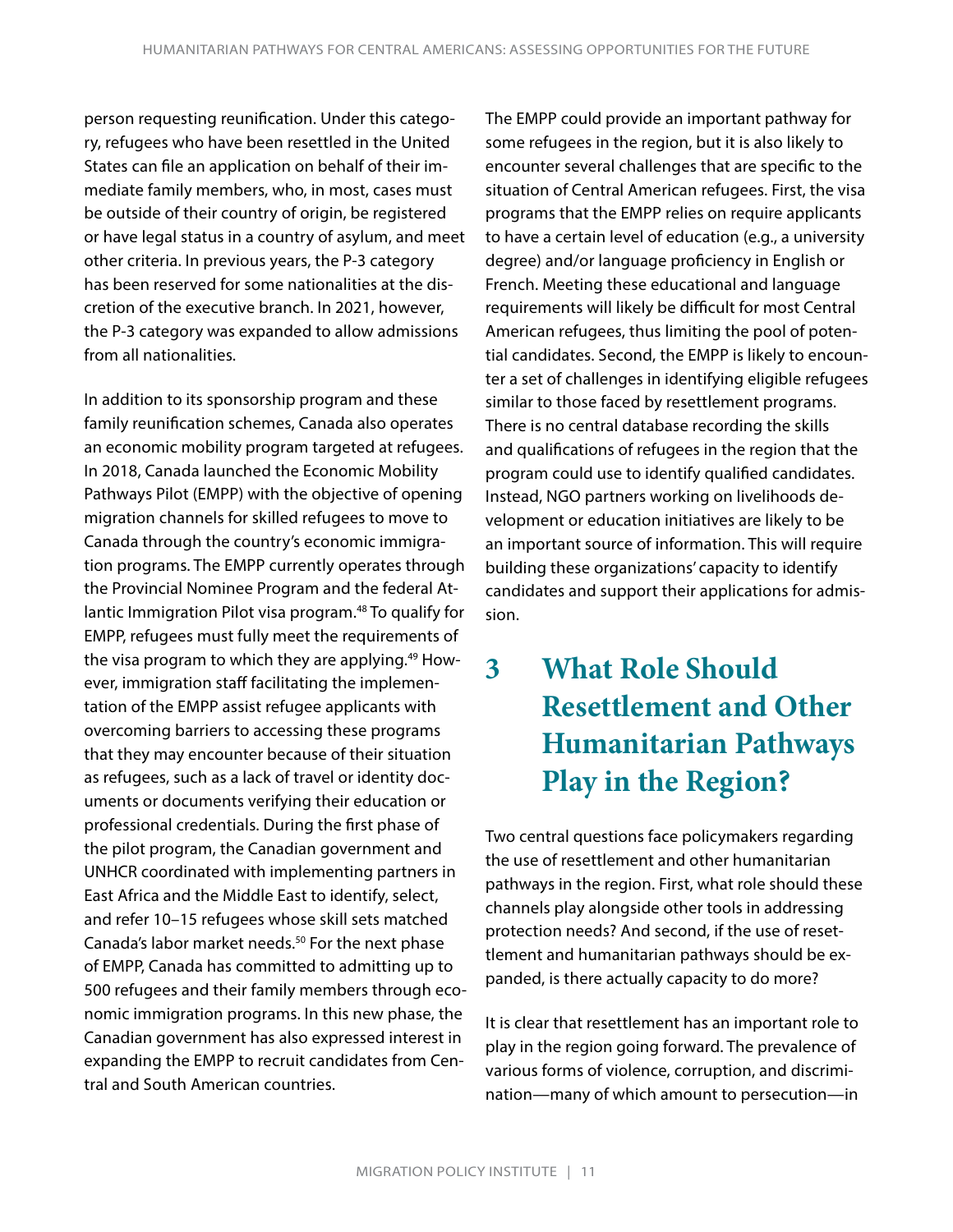person requesting reunification. Under this category, refugees who have been resettled in the United States can file an application on behalf of their immediate family members, who, in most, cases must be outside of their country of origin, be registered or have legal status in a country of asylum, and meet other criteria. In previous years, the P-3 category has been reserved for some nationalities at the discretion of the executive branch. In 2021, however, the P-3 category was expanded to allow admissions from all nationalities.

In addition to its sponsorship program and these family reunification schemes, Canada also operates an economic mobility program targeted at refugees. In 2018, Canada launched the Economic Mobility Pathways Pilot (EMPP) with the objective of opening migration channels for skilled refugees to move to Canada through the country's economic immigration programs. The EMPP currently operates through the Provincial Nominee Program and the federal Atlantic Immigration Pilot visa program.[48] To qualify for EMPP, refugees must fully meet the requirements of the visa program to which they are applying.[49] However, immigration staff facilitating the implementation of the EMPP assist refugee applicants with overcoming barriers to accessing these programs that they may encounter because of their situation as refugees, such as a lack of travel or identity documents or documents verifying their education or professional credentials. During the first phase of the pilot program, the Canadian government and UNHCR coordinated with implementing partners in East Africa and the Middle East to identify, select, and refer 10–15 refugees whose skill sets matched Canada's labor market needs.[50] For the next phase of EMPP, Canada has committed to admitting up to 500 refugees and their family members through economic immigration programs. In this new phase, the Canadian government has also expressed interest in expanding the EMPP to recruit candidates from Central and South American countries.

The EMPP could provide an important pathway for some refugees in the region, but it is also likely to encounter several challenges that are specific to the situation of Central American refugees. First, the visa programs that the EMPP relies on require applicants to have a certain level of education (e.g., a university degree) and/or language proficiency in English or French. Meeting these educational and language requirements will likely be difficult for most Central American refugees, thus limiting the pool of potential candidates. Second, the EMPP is likely to encounter a set of challenges in identifying eligible refugees similar to those faced by resettlement programs. There is no central database recording the skills and qualifications of refugees in the region that the program could use to identify qualified candidates. Instead, NGO partners working on livelihoods development or education initiatives are likely to be an important source of information. This will require building these organizations' capacity to identify candidates and support their applications for admission.

# 3 What Role Should Resettlement and Other Humanitarian Pathways Play in the Region?

Two central questions face policymakers regarding the use of resettlement and other humanitarian pathways in the region. First, what role should these channels play alongside other tools in addressing protection needs? And second, if the use of resettlement and humanitarian pathways should be expanded, is there actually capacity to do more?

It is clear that resettlement has an important role to play in the region going forward. The prevalence of various forms of violence, corruption, and discrimination—many of which amount to persecution—in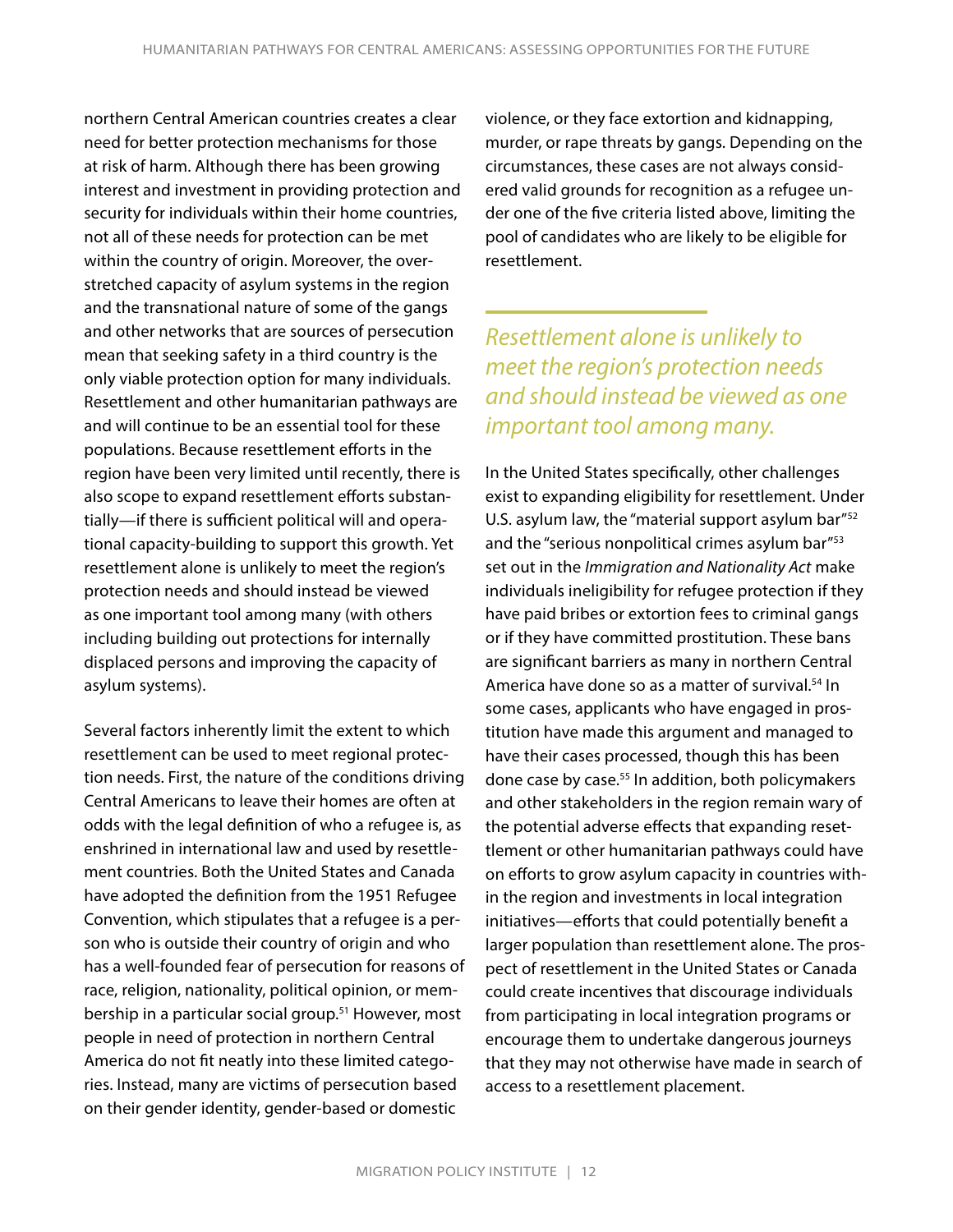northern Central American countries creates a clear need for better protection mechanisms for those at risk of harm. Although there has been growing interest and investment in providing protection and security for individuals within their home countries, not all of these needs for protection can be met within the country of origin. Moreover, the overstretched capacity of asylum systems in the region and the transnational nature of some of the gangs and other networks that are sources of persecution mean that seeking safety in a third country is the only viable protection option for many individuals. Resettlement and other humanitarian pathways are and will continue to be an essential tool for these populations. Because resettlement efforts in the region have been very limited until recently, there is also scope to expand resettlement efforts substantially—if there is sufficient political will and operational capacity-building to support this growth. Yet resettlement alone is unlikely to meet the region's protection needs and should instead be viewed as one important tool among many (with others including building out protections for internally displaced persons and improving the capacity of asylum systems).

Several factors inherently limit the extent to which resettlement can be used to meet regional protection needs. First, the nature of the conditions driving Central Americans to leave their homes are often at odds with the legal definition of who a refugee is, as enshrined in international law and used by resettlement countries. Both the United States and Canada have adopted the definition from the 1951 Refugee Convention, which stipulates that a refugee is a person who is outside their country of origin and who has a well-founded fear of persecution for reasons of race, religion, nationality, political opinion, or membership in a particular social group.[51] However, most people in need of protection in northern Central America do not fit neatly into these limited categories. Instead, many are victims of persecution based on their gender identity, gender-based or domestic violence, or they face extortion and kidnapping, murder, or rape threats by gangs. Depending on the circumstances, these cases are not always considered valid grounds for recognition as a refugee under one of the five criteria listed above, limiting the pool of candidates who are likely to be eligible for resettlement.

*Resettlement alone is unlikely to meet the region's protection needs and should instead be viewed as one important tool among many.*

In the United States specifically, other challenges exist to expanding eligibility for resettlement. Under U.S. asylum law, the "material support asylum bar"[52] and the "serious nonpolitical crimes asylum bar"[53] set out in the *Immigration and Nationality Act* make individuals ineligibility for refugee protection if they have paid bribes or extortion fees to criminal gangs or if they have committed prostitution. These bans are significant barriers as many in northern Central America have done so as a matter of survival.[54] In some cases, applicants who have engaged in prostitution have made this argument and managed to have their cases processed, though this has been done case by case.[55] In addition, both policymakers and other stakeholders in the region remain wary of the potential adverse effects that expanding resettlement or other humanitarian pathways could have on efforts to grow asylum capacity in countries within the region and investments in local integration initiatives—efforts that could potentially benefit a larger population than resettlement alone. The prospect of resettlement in the United States or Canada could create incentives that discourage individuals from participating in local integration programs or encourage them to undertake dangerous journeys that they may not otherwise have made in search of access to a resettlement placement.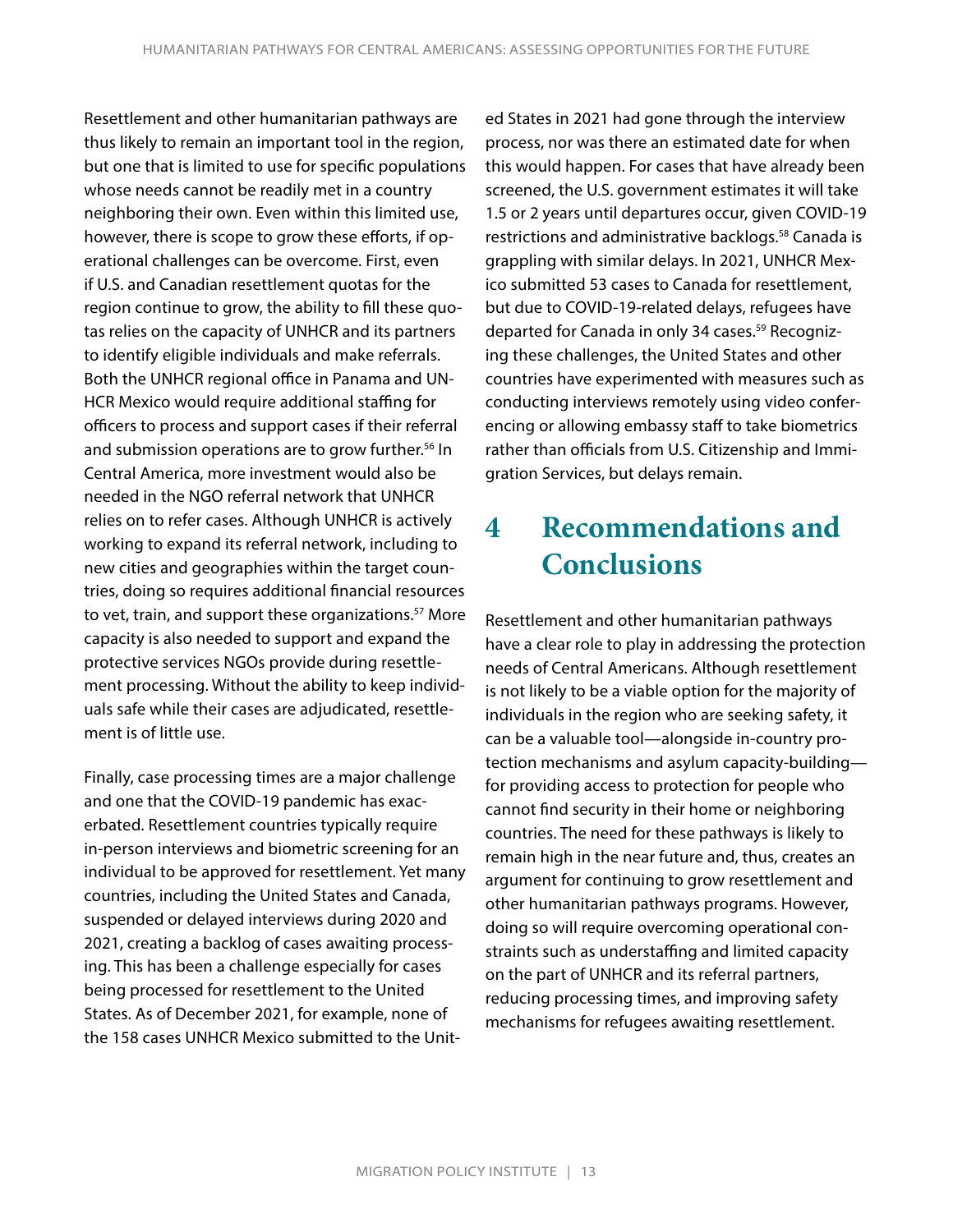Resettlement and other humanitarian pathways are thus likely to remain an important tool in the region, but one that is limited to use for specific populations whose needs cannot be readily met in a country neighboring their own. Even within this limited use, however, there is scope to grow these efforts, if operational challenges can be overcome. First, even if U.S. and Canadian resettlement quotas for the region continue to grow, the ability to fill these quotas relies on the capacity of UNHCR and its partners to identify eligible individuals and make referrals. Both the UNHCR regional office in Panama and UNHCR Mexico would require additional staffing for officers to process and support cases if their referral and submission operations are to grow further.[56] In Central America, more investment would also be needed in the NGO referral network that UNHCR relies on to refer cases. Although UNHCR is actively working to expand its referral network, including to new cities and geographies within the target countries, doing so requires additional financial resources to vet, train, and support these organizations.[57] More capacity is also needed to support and expand the protective services NGOs provide during resettlement processing. Without the ability to keep individuals safe while their cases are adjudicated, resettlement is of little use.

Finally, case processing times are a major challenge and one that the COVID-19 pandemic has exacerbated. Resettlement countries typically require in-person interviews and biometric screening for an individual to be approved for resettlement. Yet many countries, including the United States and Canada, suspended or delayed interviews during 2020 and 2021, creating a backlog of cases awaiting processing. This has been a challenge especially for cases being processed for resettlement to the United States. As of December 2021, for example, none of the 158 cases UNHCR Mexico submitted to the United States in 2021 had gone through the interview process, nor was there an estimated date for when this would happen. For cases that have already been screened, the U.S. government estimates it will take 1.5 or 2 years until departures occur, given COVID-19 restrictions and administrative backlogs.[58] Canada is grappling with similar delays. In 2021, UNHCR Mexico submitted 53 cases to Canada for resettlement, but due to COVID-19-related delays, refugees have departed for Canada in only 34 cases.[59] Recognizing these challenges, the United States and other countries have experimented with measures such as conducting interviews remotely using video conferencing or allowing embassy staff to take biometrics rather than officials from U.S. Citizenship and Immigration Services, but delays remain.

# 4 Recommendations and Conclusions

Resettlement and other humanitarian pathways have a clear role to play in addressing the protection needs of Central Americans. Although resettlement is not likely to be a viable option for the majority of individuals in the region who are seeking safety, it can be a valuable tool—alongside in-country protection mechanisms and asylum capacity-building—for providing access to protection for people who cannot find security in their home or neighboring countries. The need for these pathways is likely to remain high in the near future and, thus, creates an argument for continuing to grow resettlement and other humanitarian pathways programs. However, doing so will require overcoming operational constraints such as understaffing and limited capacity on the part of UNHCR and its referral partners, reducing processing times, and improving safety mechanisms for refugees awaiting resettlement.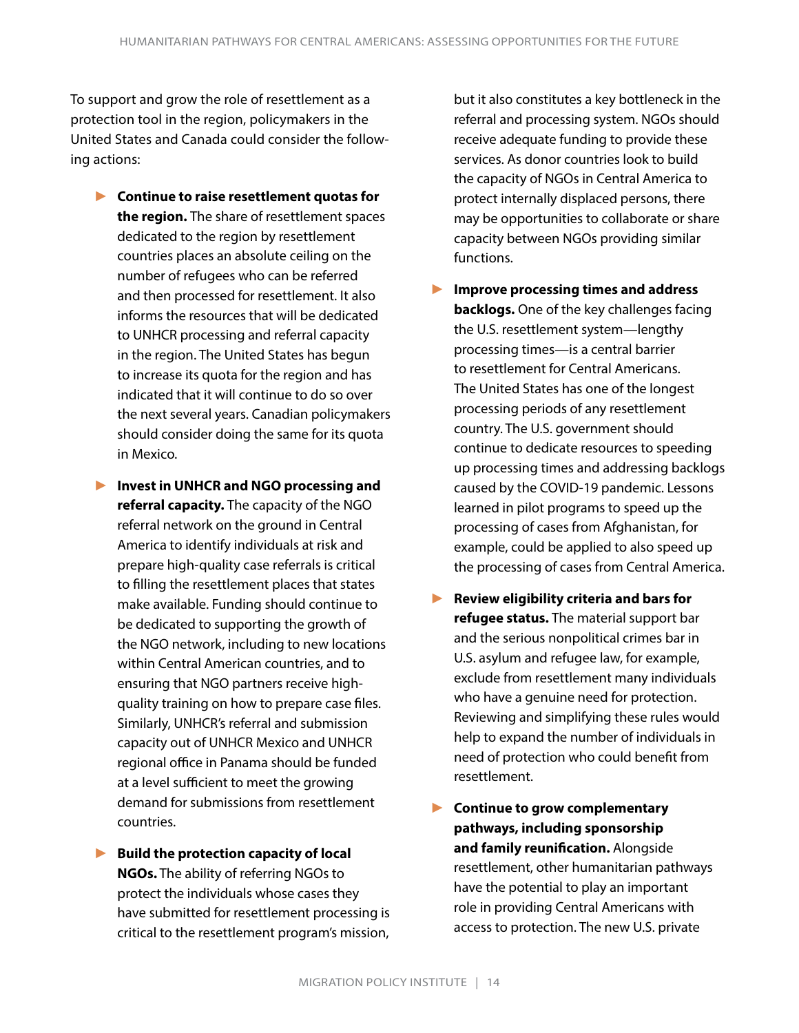To support and grow the role of resettlement as a protection tool in the region, policymakers in the United States and Canada could consider the following actions:

- **Continue to raise resettlement quotas for the region.** The share of resettlement spaces dedicated to the region by resettlement countries places an absolute ceiling on the number of refugees who can be referred and then processed for resettlement. It also informs the resources that will be dedicated to UNHCR processing and referral capacity in the region. The United States has begun to increase its quota for the region and has indicated that it will continue to do so over the next several years. Canadian policymakers should consider doing the same for its quota in Mexico.

- **Invest in UNHCR and NGO processing and referral capacity.** The capacity of the NGO referral network on the ground in Central America to identify individuals at risk and prepare high-quality case referrals is critical to filling the resettlement places that states make available. Funding should continue to be dedicated to supporting the growth of the NGO network, including to new locations within Central American countries, and to ensuring that NGO partners receive high-quality training on how to prepare case files. Similarly, UNHCR's referral and submission capacity out of UNHCR Mexico and UNHCR regional office in Panama should be funded at a level sufficient to meet the growing demand for submissions from resettlement countries.

- **Build the protection capacity of local NGOs.** The ability of referring NGOs to protect the individuals whose cases they have submitted for resettlement processing is critical to the resettlement program's mission, but it also constitutes a key bottleneck in the referral and processing system. NGOs should receive adequate funding to provide these services. As donor countries look to build the capacity of NGOs in Central America to protect internally displaced persons, there may be opportunities to collaborate or share capacity between NGOs providing similar functions.

- **Improve processing times and address backlogs.** One of the key challenges facing the U.S. resettlement system—lengthy processing times—is a central barrier to resettlement for Central Americans. The United States has one of the longest processing periods of any resettlement country. The U.S. government should continue to dedicate resources to speeding up processing times and addressing backlogs caused by the COVID-19 pandemic. Lessons learned in pilot programs to speed up the processing of cases from Afghanistan, for example, could be applied to also speed up the processing of cases from Central America.

- **Review eligibility criteria and bars for refugee status.** The material support bar and the serious nonpolitical crimes bar in U.S. asylum and refugee law, for example, exclude from resettlement many individuals who have a genuine need for protection. Reviewing and simplifying these rules would help to expand the number of individuals in need of protection who could benefit from resettlement.

- **Continue to grow complementary pathways, including sponsorship and family reunification.** Alongside resettlement, other humanitarian pathways have the potential to play an important role in providing Central Americans with access to protection. The new U.S. private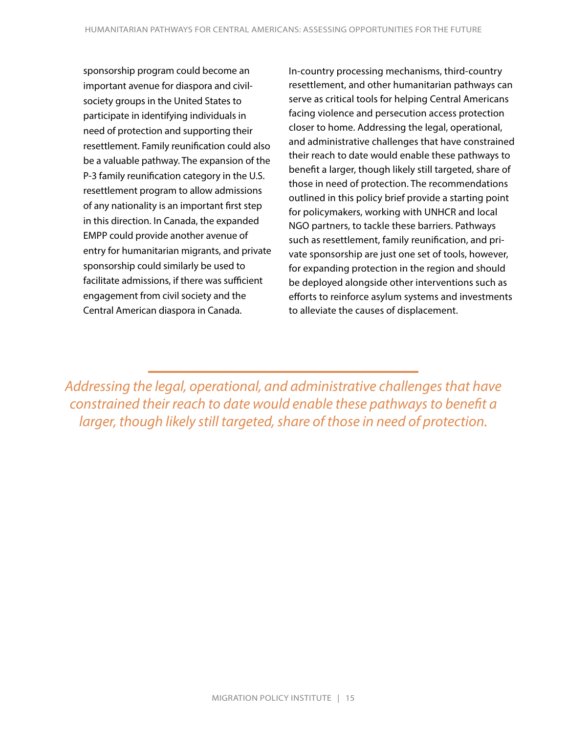sponsorship program could become an important avenue for diaspora and civil-society groups in the United States to participate in identifying individuals in need of protection and supporting their resettlement. Family reunification could also be a valuable pathway. The expansion of the P-3 family reunification category in the U.S. resettlement program to allow admissions of any nationality is an important first step in this direction. In Canada, the expanded EMPP could provide another avenue of entry for humanitarian migrants, and private sponsorship could similarly be used to facilitate admissions, if there was sufficient engagement from civil society and the Central American diaspora in Canada.

In-country processing mechanisms, third-country resettlement, and other humanitarian pathways can serve as critical tools for helping Central Americans facing violence and persecution access protection closer to home. Addressing the legal, operational, and administrative challenges that have constrained their reach to date would enable these pathways to benefit a larger, though likely still targeted, share of those in need of protection. The recommendations outlined in this policy brief provide a starting point for policymakers, working with UNHCR and local NGO partners, to tackle these barriers. Pathways such as resettlement, family reunification, and private sponsorship are just one set of tools, however, for expanding protection in the region and should be deployed alongside other interventions such as efforts to reinforce asylum systems and investments to alleviate the causes of displacement.

*Addressing the legal, operational, and administrative challenges that have constrained their reach to date would enable these pathways to benefit a larger, though likely still targeted, share of those in need of protection.*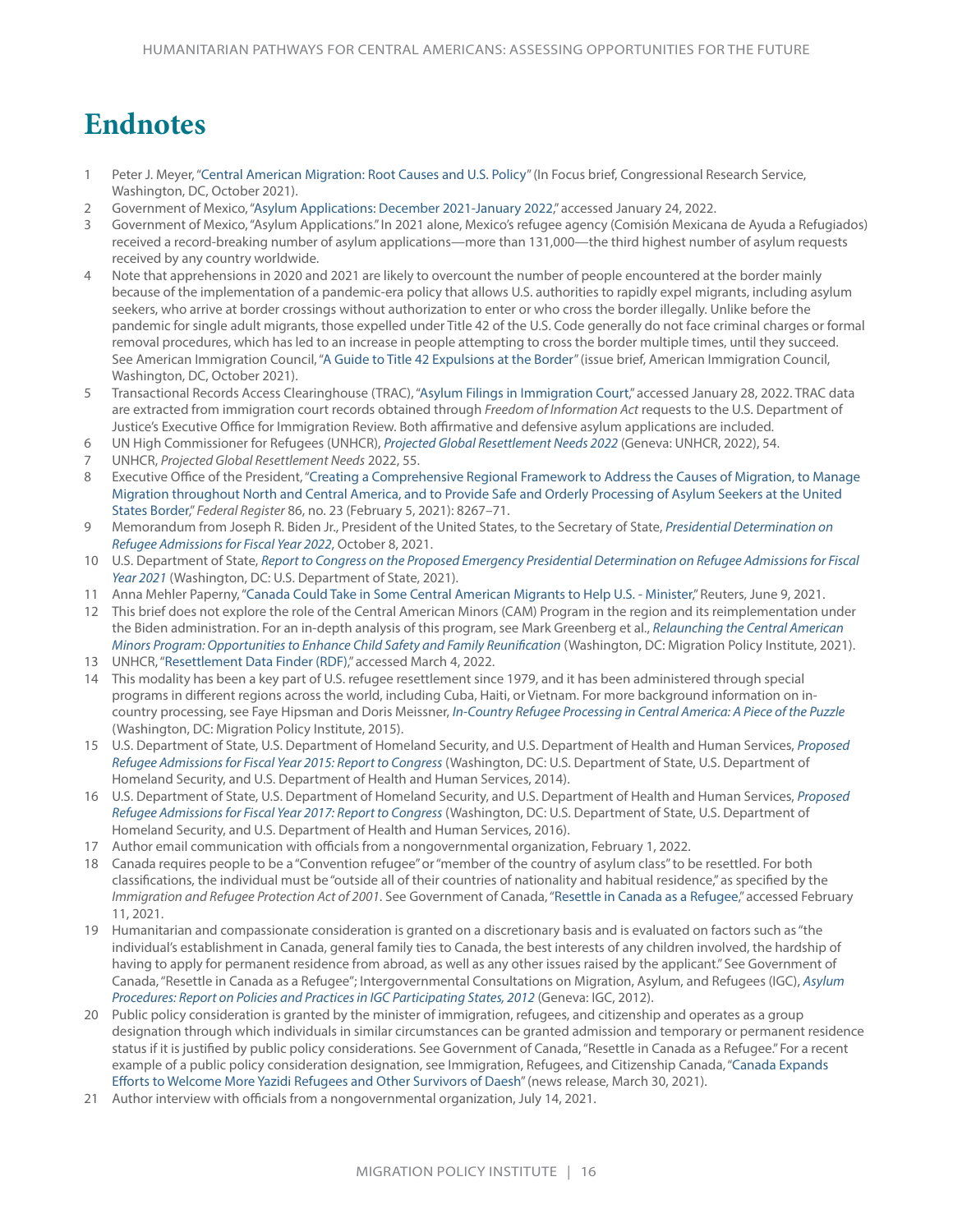# Endnotes

1. Peter J. Meyer, "Central American Migration: Root Causes and U.S. Policy" (In Focus brief, Congressional Research Service, Washington, DC, October 2021).
2. Government of Mexico, "Asylum Applications: December 2021-January 2022," accessed January 24, 2022.
3. Government of Mexico, "Asylum Applications." In 2021 alone, Mexico's refugee agency (Comisión Mexicana de Ayuda a Refugiados) received a record-breaking number of asylum applications—more than 131,000—the third highest number of asylum requests received by any country worldwide.
4. Note that apprehensions in 2020 and 2021 are likely to overcount the number of people encountered at the border mainly because of the implementation of a pandemic-era policy that allows U.S. authorities to rapidly expel migrants, including asylum seekers, who arrive at border crossings without authorization to enter or who cross the border illegally. Unlike before the pandemic for single adult migrants, those expelled under Title 42 of the U.S. Code generally do not face criminal charges or formal removal procedures, which has led to an increase in people attempting to cross the border multiple times, until they succeed. See American Immigration Council, "A Guide to Title 42 Expulsions at the Border" (issue brief, American Immigration Council, Washington, DC, October 2021).
5. Transactional Records Access Clearinghouse (TRAC), "Asylum Filings in Immigration Court," accessed January 28, 2022. TRAC data are extracted from immigration court records obtained through *Freedom of Information Act* requests to the U.S. Department of Justice's Executive Office for Immigration Review. Both affirmative and defensive asylum applications are included.
6. UN High Commissioner for Refugees (UNHCR), *Projected Global Resettlement Needs 2022* (Geneva: UNHCR, 2022), 54.
7. UNHCR, *Projected Global Resettlement Needs* 2022, 55.
8. Executive Office of the President, "Creating a Comprehensive Regional Framework to Address the Causes of Migration, to Manage Migration throughout North and Central America, and to Provide Safe and Orderly Processing of Asylum Seekers at the United States Border," *Federal Register* 86, no. 23 (February 5, 2021): 8267–71.
9. Memorandum from Joseph R. Biden Jr., President of the United States, to the Secretary of State, *Presidential Determination on Refugee Admissions for Fiscal Year 2022*, October 8, 2021.
10. U.S. Department of State, *Report to Congress on the Proposed Emergency Presidential Determination on Refugee Admissions for Fiscal Year 2021* (Washington, DC: U.S. Department of State, 2021).
11. Anna Mehler Paperny, "Canada Could Take in Some Central American Migrants to Help U.S. - Minister," Reuters, June 9, 2021.
12. This brief does not explore the role of the Central American Minors (CAM) Program in the region and its reimplementation under the Biden administration. For an in-depth analysis of this program, see Mark Greenberg et al., *Relaunching the Central American Minors Program: Opportunities to Enhance Child Safety and Family Reunification* (Washington, DC: Migration Policy Institute, 2021).
13. UNHCR, "Resettlement Data Finder (RDF)," accessed March 4, 2022.
14. This modality has been a key part of U.S. refugee resettlement since 1979, and it has been administered through special programs in different regions across the world, including Cuba, Haiti, or Vietnam. For more background information on in-country processing, see Faye Hipsman and Doris Meissner, *In-Country Refugee Processing in Central America: A Piece of the Puzzle* (Washington, DC: Migration Policy Institute, 2015).
15. U.S. Department of State, U.S. Department of Homeland Security, and U.S. Department of Health and Human Services, *Proposed Refugee Admissions for Fiscal Year 2015: Report to Congress* (Washington, DC: U.S. Department of State, U.S. Department of Homeland Security, and U.S. Department of Health and Human Services, 2014).
16. U.S. Department of State, U.S. Department of Homeland Security, and U.S. Department of Health and Human Services, *Proposed Refugee Admissions for Fiscal Year 2017: Report to Congress* (Washington, DC: U.S. Department of State, U.S. Department of Homeland Security, and U.S. Department of Health and Human Services, 2016).
17. Author email communication with officials from a nongovernmental organization, February 1, 2022.
18. Canada requires people to be a "Convention refugee" or "member of the country of asylum class" to be resettled. For both classifications, the individual must be "outside all of their countries of nationality and habitual residence," as specified by the *Immigration and Refugee Protection Act of 2001*. See Government of Canada, "Resettle in Canada as a Refugee," accessed February 11, 2021.
19. Humanitarian and compassionate consideration is granted on a discretionary basis and is evaluated on factors such as "the individual's establishment in Canada, general family ties to Canada, the best interests of any children involved, the hardship of having to apply for permanent residence from abroad, as well as any other issues raised by the applicant." See Government of Canada, "Resettle in Canada as a Refugee"; Intergovernmental Consultations on Migration, Asylum, and Refugees (IGC), *Asylum Procedures: Report on Policies and Practices in IGC Participating States, 2012* (Geneva: IGC, 2012).
20. Public policy consideration is granted by the minister of immigration, refugees, and citizenship and operates as a group designation through which individuals in similar circumstances can be granted admission and temporary or permanent residence status if it is justified by public policy considerations. See Government of Canada, "Resettle in Canada as a Refugee." For a recent example of a public policy consideration designation, see Immigration, Refugees, and Citizenship Canada, "Canada Expands Efforts to Welcome More Yazidi Refugees and Other Survivors of Daesh" (news release, March 30, 2021).
21. Author interview with officials from a nongovernmental organization, July 14, 2021.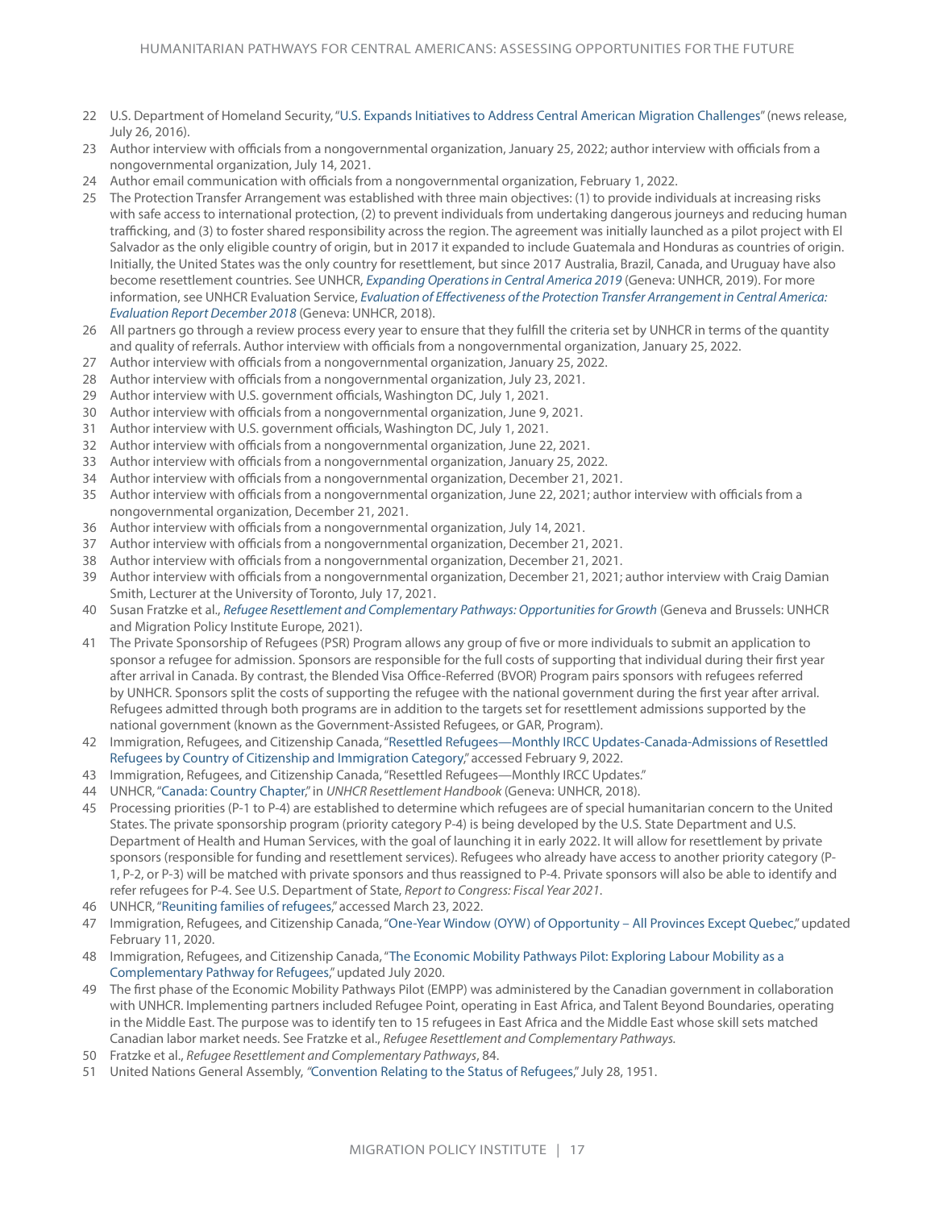22 U.S. Department of Homeland Security, "U.S. Expands Initiatives to Address Central American Migration Challenges" (news release, July 26, 2016).

23 Author interview with officials from a nongovernmental organization, January 25, 2022; author interview with officials from a nongovernmental organization, July 14, 2021.

24 Author email communication with officials from a nongovernmental organization, February 1, 2022.

25 The Protection Transfer Arrangement was established with three main objectives: (1) to provide individuals at increasing risks with safe access to international protection, (2) to prevent individuals from undertaking dangerous journeys and reducing human trafficking, and (3) to foster shared responsibility across the region. The agreement was initially launched as a pilot project with El Salvador as the only eligible country of origin, but in 2017 it expanded to include Guatemala and Honduras as countries of origin. Initially, the United States was the only country for resettlement, but since 2017 Australia, Brazil, Canada, and Uruguay have also become resettlement countries. See UNHCR, *Expanding Operations in Central America 2019* (Geneva: UNHCR, 2019). For more information, see UNHCR Evaluation Service, *Evaluation of Effectiveness of the Protection Transfer Arrangement in Central America: Evaluation Report December 2018* (Geneva: UNHCR, 2018).

26 All partners go through a review process every year to ensure that they fulfill the criteria set by UNHCR in terms of the quantity and quality of referrals. Author interview with officials from a nongovernmental organization, January 25, 2022.

27 Author interview with officials from a nongovernmental organization, January 25, 2022.

28 Author interview with officials from a nongovernmental organization, July 23, 2021.

29 Author interview with U.S. government officials, Washington DC, July 1, 2021.

30 Author interview with officials from a nongovernmental organization, June 9, 2021.

31 Author interview with U.S. government officials, Washington DC, July 1, 2021.

32 Author interview with officials from a nongovernmental organization, June 22, 2021.

33 Author interview with officials from a nongovernmental organization, January 25, 2022.

34 Author interview with officials from a nongovernmental organization, December 21, 2021.

35 Author interview with officials from a nongovernmental organization, June 22, 2021; author interview with officials from a nongovernmental organization, December 21, 2021.

36 Author interview with officials from a nongovernmental organization, July 14, 2021.

37 Author interview with officials from a nongovernmental organization, December 21, 2021.

38 Author interview with officials from a nongovernmental organization, December 21, 2021.

39 Author interview with officials from a nongovernmental organization, December 21, 2021; author interview with Craig Damian Smith, Lecturer at the University of Toronto, July 17, 2021.

40 Susan Fratzke et al., *Refugee Resettlement and Complementary Pathways: Opportunities for Growth* (Geneva and Brussels: UNHCR and Migration Policy Institute Europe, 2021).

41 The Private Sponsorship of Refugees (PSR) Program allows any group of five or more individuals to submit an application to sponsor a refugee for admission. Sponsors are responsible for the full costs of supporting that individual during their first year after arrival in Canada. By contrast, the Blended Visa Office-Referred (BVOR) Program pairs sponsors with refugees referred by UNHCR. Sponsors split the costs of supporting the refugee with the national government during the first year after arrival. Refugees admitted through both programs are in addition to the targets set for resettlement admissions supported by the national government (known as the Government-Assisted Refugees, or GAR, Program).

42 Immigration, Refugees, and Citizenship Canada, "Resettled Refugees—Monthly IRCC Updates-Canada-Admissions of Resettled Refugees by Country of Citizenship and Immigration Category," accessed February 9, 2022.

43 Immigration, Refugees, and Citizenship Canada, "Resettled Refugees—Monthly IRCC Updates."

44 UNHCR, "Canada: Country Chapter," in *UNHCR Resettlement Handbook* (Geneva: UNHCR, 2018).

45 Processing priorities (P-1 to P-4) are established to determine which refugees are of special humanitarian concern to the United States. The private sponsorship program (priority category P-4) is being developed by the U.S. State Department and U.S. Department of Health and Human Services, with the goal of launching it in early 2022. It will allow for resettlement by private sponsors (responsible for funding and resettlement services). Refugees who already have access to another priority category (P-1, P-2, or P-3) will be matched with private sponsors and thus reassigned to P-4. Private sponsors will also be able to identify and refer refugees for P-4. See U.S. Department of State, *Report to Congress: Fiscal Year 2021*.

46 UNHCR, "Reuniting families of refugees," accessed March 23, 2022.

47 Immigration, Refugees, and Citizenship Canada, "One-Year Window (OYW) of Opportunity – All Provinces Except Quebec," updated February 11, 2020.

48 Immigration, Refugees, and Citizenship Canada, "The Economic Mobility Pathways Pilot: Exploring Labour Mobility as a Complementary Pathway for Refugees," updated July 2020.

49 The first phase of the Economic Mobility Pathways Pilot (EMPP) was administered by the Canadian government in collaboration with UNHCR. Implementing partners included Refugee Point, operating in East Africa, and Talent Beyond Boundaries, operating in the Middle East. The purpose was to identify ten to 15 refugees in East Africa and the Middle East whose skill sets matched Canadian labor market needs. See Fratzke et al., *Refugee Resettlement and Complementary Pathways.*

50 Fratzke et al., *Refugee Resettlement and Complementary Pathways*, 84.

51 United Nations General Assembly, "Convention Relating to the Status of Refugees," July 28, 1951.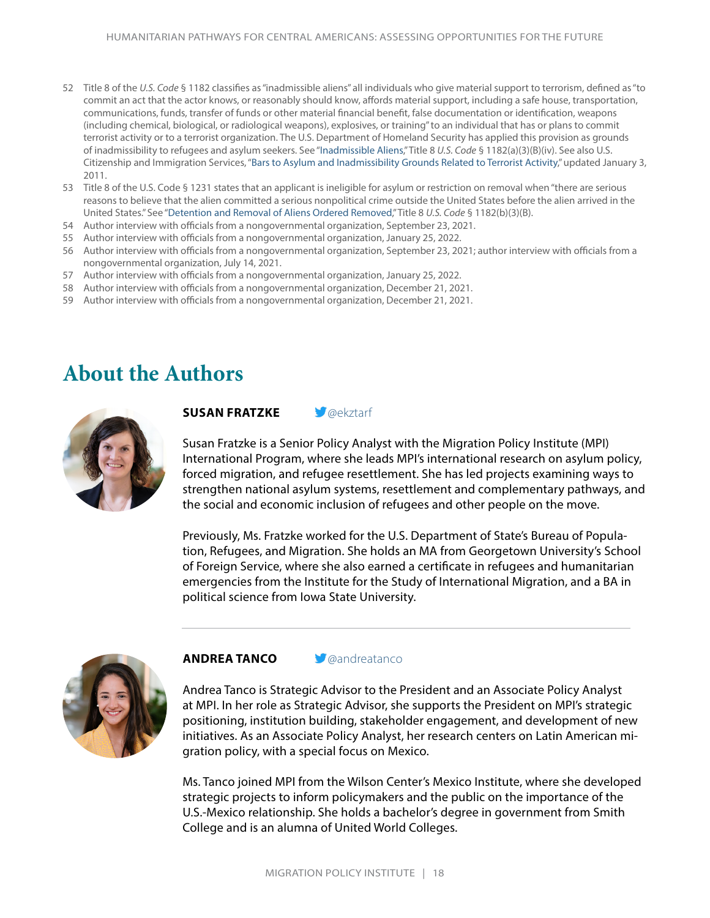52 Title 8 of the *U.S. Code* § 1182 classifies as "inadmissible aliens" all individuals who give material support to terrorism, defined as "to commit an act that the actor knows, or reasonably should know, affords material support, including a safe house, transportation, communications, funds, transfer of funds or other material financial benefit, false documentation or identification, weapons (including chemical, biological, or radiological weapons), explosives, or training" to an individual that has or plans to commit terrorist activity or to a terrorist organization. The U.S. Department of Homeland Security has applied this provision as grounds of inadmissibility to refugees and asylum seekers. See "Inadmissible Aliens," Title 8 *U.S. Code* § 1182(a)(3)(B)(iv). See also U.S. Citizenship and Immigration Services, "Bars to Asylum and Inadmissibility Grounds Related to Terrorist Activity," updated January 3, 2011.

53 Title 8 of the U.S. Code § 1231 states that an applicant is ineligible for asylum or restriction on removal when "there are serious reasons to believe that the alien committed a serious nonpolitical crime outside the United States before the alien arrived in the United States." See "Detention and Removal of Aliens Ordered Removed," Title 8 *U.S. Code* § 1182(b)(3)(B).

54 Author interview with officials from a nongovernmental organization, September 23, 2021.

55 Author interview with officials from a nongovernmental organization, January 25, 2022.

56 Author interview with officials from a nongovernmental organization, September 23, 2021; author interview with officials from a nongovernmental organization, July 14, 2021.

57 Author interview with officials from a nongovernmental organization, January 25, 2022.

58 Author interview with officials from a nongovernmental organization, December 21, 2021.

59 Author interview with officials from a nongovernmental organization, December 21, 2021.

# About the Authors

**SUSAN FRATZKE** @ekztarf

Susan Fratzke is a Senior Policy Analyst with the Migration Policy Institute (MPI) International Program, where she leads MPI's international research on asylum policy, forced migration, and refugee resettlement. She has led projects examining ways to strengthen national asylum systems, resettlement and complementary pathways, and the social and economic inclusion of refugees and other people on the move.

Previously, Ms. Fratzke worked for the U.S. Department of State's Bureau of Population, Refugees, and Migration. She holds an MA from Georgetown University's School of Foreign Service, where she also earned a certificate in refugees and humanitarian emergencies from the Institute for the Study of International Migration, and a BA in political science from Iowa State University.

---

**ANDREA TANCO** @andreatanco

Andrea Tanco is Strategic Advisor to the President and an Associate Policy Analyst at MPI. In her role as Strategic Advisor, she supports the President on MPI's strategic positioning, institution building, stakeholder engagement, and development of new initiatives. As an Associate Policy Analyst, her research centers on Latin American migration policy, with a special focus on Mexico.

Ms. Tanco joined MPI from the Wilson Center's Mexico Institute, where she developed strategic projects to inform policymakers and the public on the importance of the U.S.-Mexico relationship. She holds a bachelor's degree in government from Smith College and is an alumna of United World Colleges.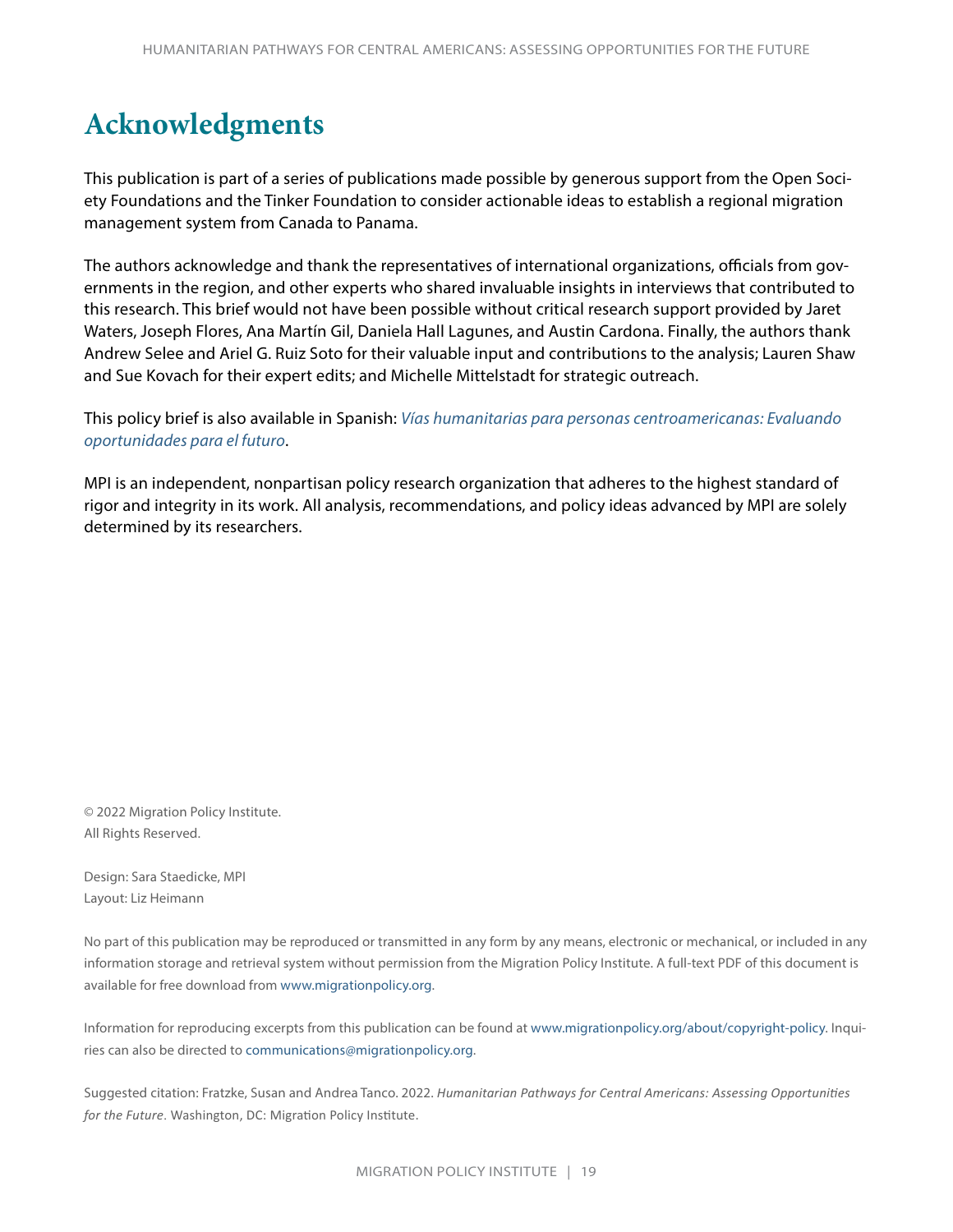# Acknowledgments

This publication is part of a series of publications made possible by generous support from the Open Society Foundations and the Tinker Foundation to consider actionable ideas to establish a regional migration management system from Canada to Panama.

The authors acknowledge and thank the representatives of international organizations, officials from governments in the region, and other experts who shared invaluable insights in interviews that contributed to this research. This brief would not have been possible without critical research support provided by Jaret Waters, Joseph Flores, Ana Martín Gil, Daniela Hall Lagunes, and Austin Cardona. Finally, the authors thank Andrew Selee and Ariel G. Ruiz Soto for their valuable input and contributions to the analysis; Lauren Shaw and Sue Kovach for their expert edits; and Michelle Mittelstadt for strategic outreach.

This policy brief is also available in Spanish: *Vías humanitarias para personas centroamericanas: Evaluando oportunidades para el futuro*.

MPI is an independent, nonpartisan policy research organization that adheres to the highest standard of rigor and integrity in its work. All analysis, recommendations, and policy ideas advanced by MPI are solely determined by its researchers.

© 2022 Migration Policy Institute.
All Rights Reserved.

Design: Sara Staedicke, MPI
Layout: Liz Heimann

No part of this publication may be reproduced or transmitted in any form by any means, electronic or mechanical, or included in any information storage and retrieval system without permission from the Migration Policy Institute. A full-text PDF of this document is available for free download from www.migrationpolicy.org.

Information for reproducing excerpts from this publication can be found at www.migrationpolicy.org/about/copyright-policy. Inquiries can also be directed to communications@migrationpolicy.org.

Suggested citation: Fratzke, Susan and Andrea Tanco. 2022. *Humanitarian Pathways for Central Americans: Assessing Opportunities for the Future*. Washington, DC: Migration Policy Institute.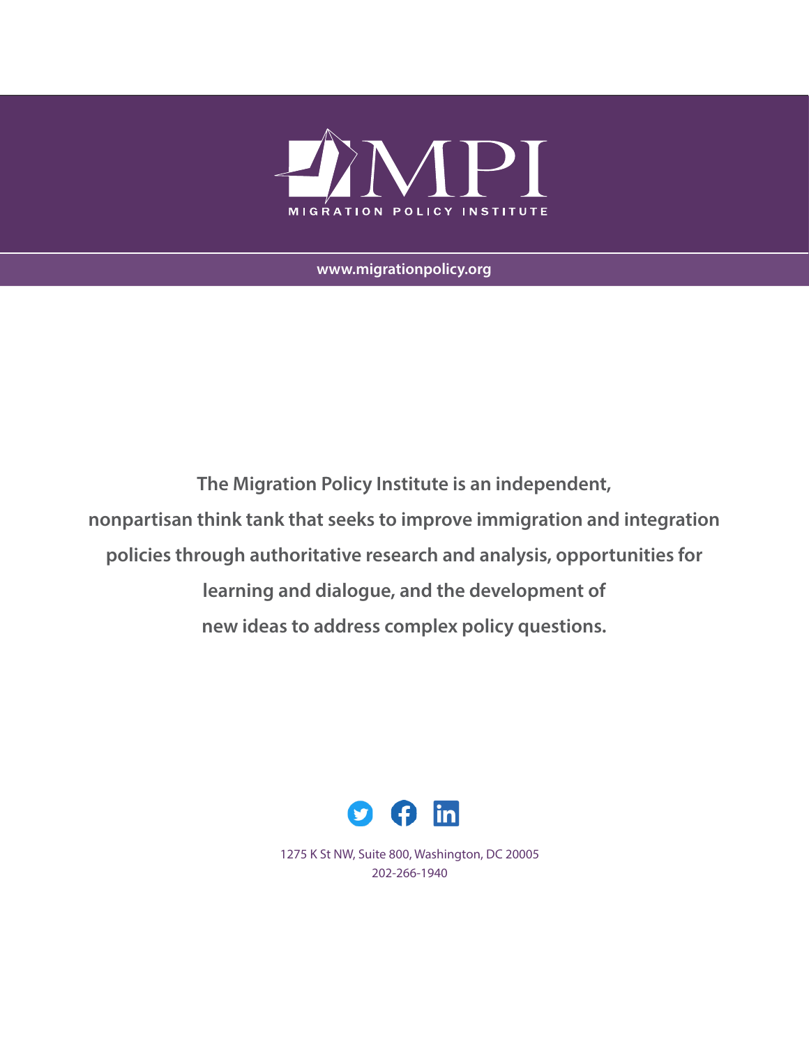MPI

MIGRATION POLICY INSTITUTE

www.migrationpolicy.org

**The Migration Policy Institute is an independent, nonpartisan think tank that seeks to improve immigration and integration policies through authoritative research and analysis, opportunities for learning and dialogue, and the development of new ideas to address complex policy questions.**

1275 K St NW, Suite 800, Washington, DC 20005
202-266-1940